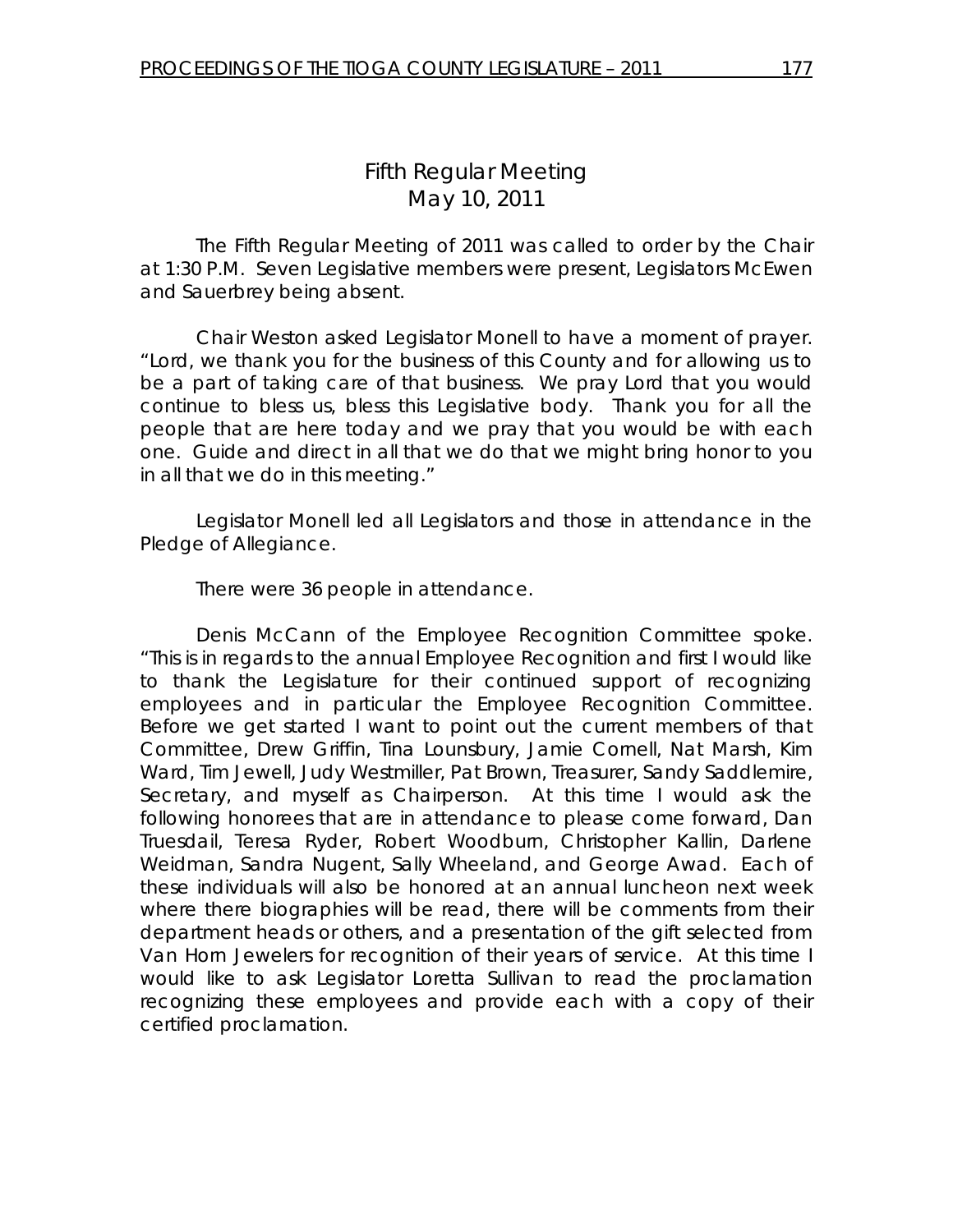# Fifth Regular Meeting
## May 10, 2011

The Fifth Regular Meeting of 2011 was called to order by the Chair at 1:30 P.M. Seven Legislative members were present, Legislators McEwen and Sauerbrey being absent.

Chair Weston asked Legislator Monell to have a moment of prayer. "Lord, we thank you for the business of this County and for allowing us to be a part of taking care of that business. We pray Lord that you would continue to bless us, bless this Legislative body. Thank you for all the people that are here today and we pray that you would be with each one. Guide and direct in all that we do that we might bring honor to you in all that we do in this meeting."

Legislator Monell led all Legislators and those in attendance in the Pledge of Allegiance.

There were 36 people in attendance.

Denis McCann of the Employee Recognition Committee spoke. "This is in regards to the annual Employee Recognition and first I would like to thank the Legislature for their continued support of recognizing employees and in particular the Employee Recognition Committee. Before we get started I want to point out the current members of that Committee, Drew Griffin, Tina Lounsbury, Jamie Cornell, Nat Marsh, Kim Ward, Tim Jewell, Judy Westmiller, Pat Brown, Treasurer, Sandy Saddlemire, Secretary, and myself as Chairperson. At this time I would ask the following honorees that are in attendance to please come forward, Dan Truesdail, Teresa Ryder, Robert Woodburn, Christopher Kallin, Darlene Weidman, Sandra Nugent, Sally Wheeland, and George Awad. Each of these individuals will also be honored at an annual luncheon next week where there biographies will be read, there will be comments from their department heads or others, and a presentation of the gift selected from Van Horn Jewelers for recognition of their years of service. At this time I would like to ask Legislator Loretta Sullivan to read the proclamation recognizing these employees and provide each with a copy of their certified proclamation.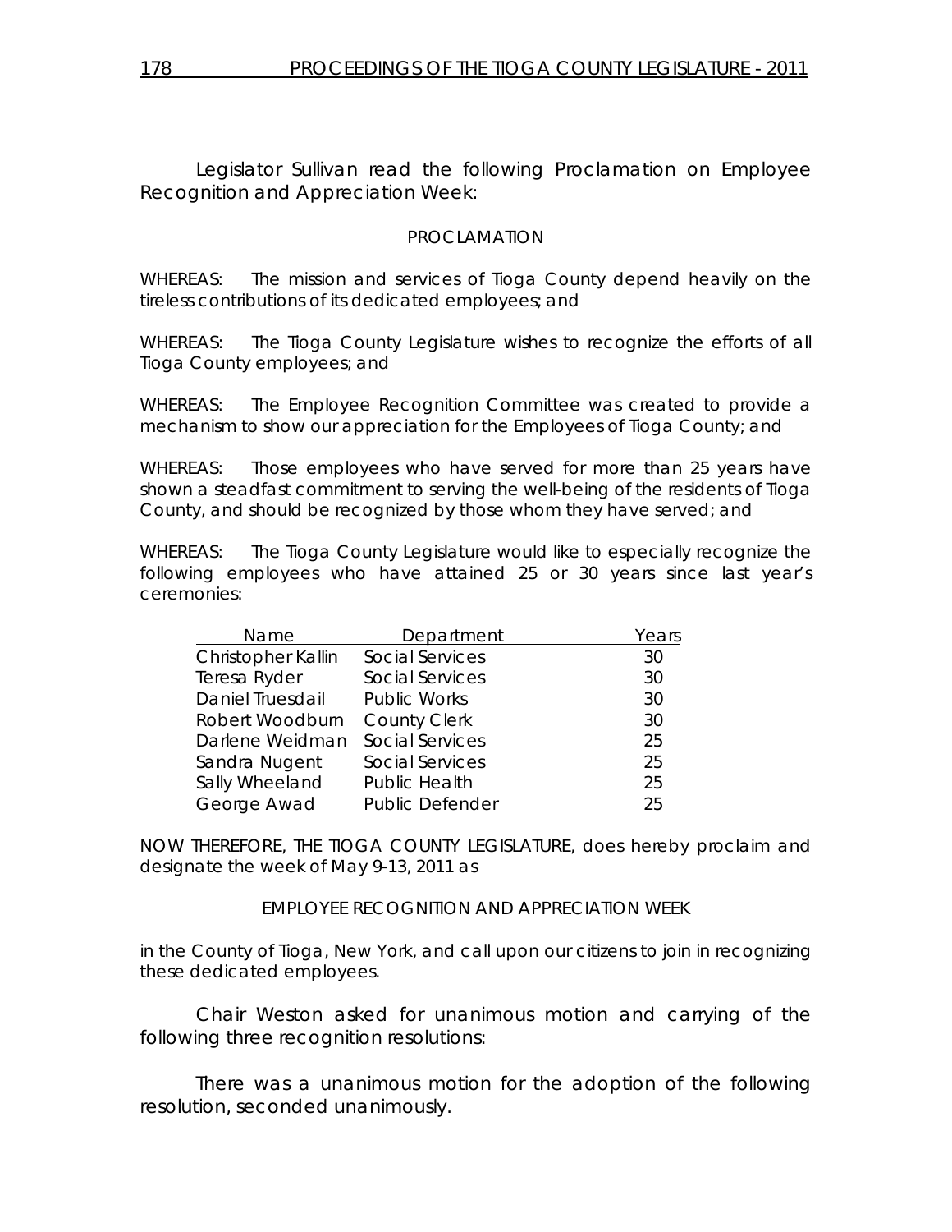Legislator Sullivan read the following Proclamation on Employee Recognition and Appreciation Week:

PROCLAMATION

WHEREAS: The mission and services of Tioga County depend heavily on the tireless contributions of its dedicated employees; and

WHEREAS: The Tioga County Legislature wishes to recognize the efforts of all Tioga County employees; and

WHEREAS: The Employee Recognition Committee was created to provide a mechanism to show our appreciation for the Employees of Tioga County; and

WHEREAS: Those employees who have served for more than 25 years have shown a steadfast commitment to serving the well-being of the residents of Tioga County, and should be recognized by those whom they have served; and

WHEREAS: The Tioga County Legislature would like to especially recognize the following employees who have attained 25 or 30 years since last year's ceremonies:

| Name | Department | Years |
|---|---|---|
| Christopher Kallin | Social Services | 30 |
| Teresa Ryder | Social Services | 30 |
| Daniel Truesdail | Public Works | 30 |
| Robert Woodburn | County Clerk | 30 |
| Darlene Weidman | Social Services | 25 |
| Sandra Nugent | Social Services | 25 |
| Sally Wheeland | Public Health | 25 |
| George Awad | Public Defender | 25 |

NOW THEREFORE, THE TIOGA COUNTY LEGISLATURE, does hereby proclaim and designate the week of May 9-13, 2011 as

EMPLOYEE RECOGNITION AND APPRECIATION WEEK

in the County of Tioga, New York, and call upon our citizens to join in recognizing these dedicated employees.

Chair Weston asked for unanimous motion and carrying of the following three recognition resolutions:

There was a unanimous motion for the adoption of the following resolution, seconded unanimously.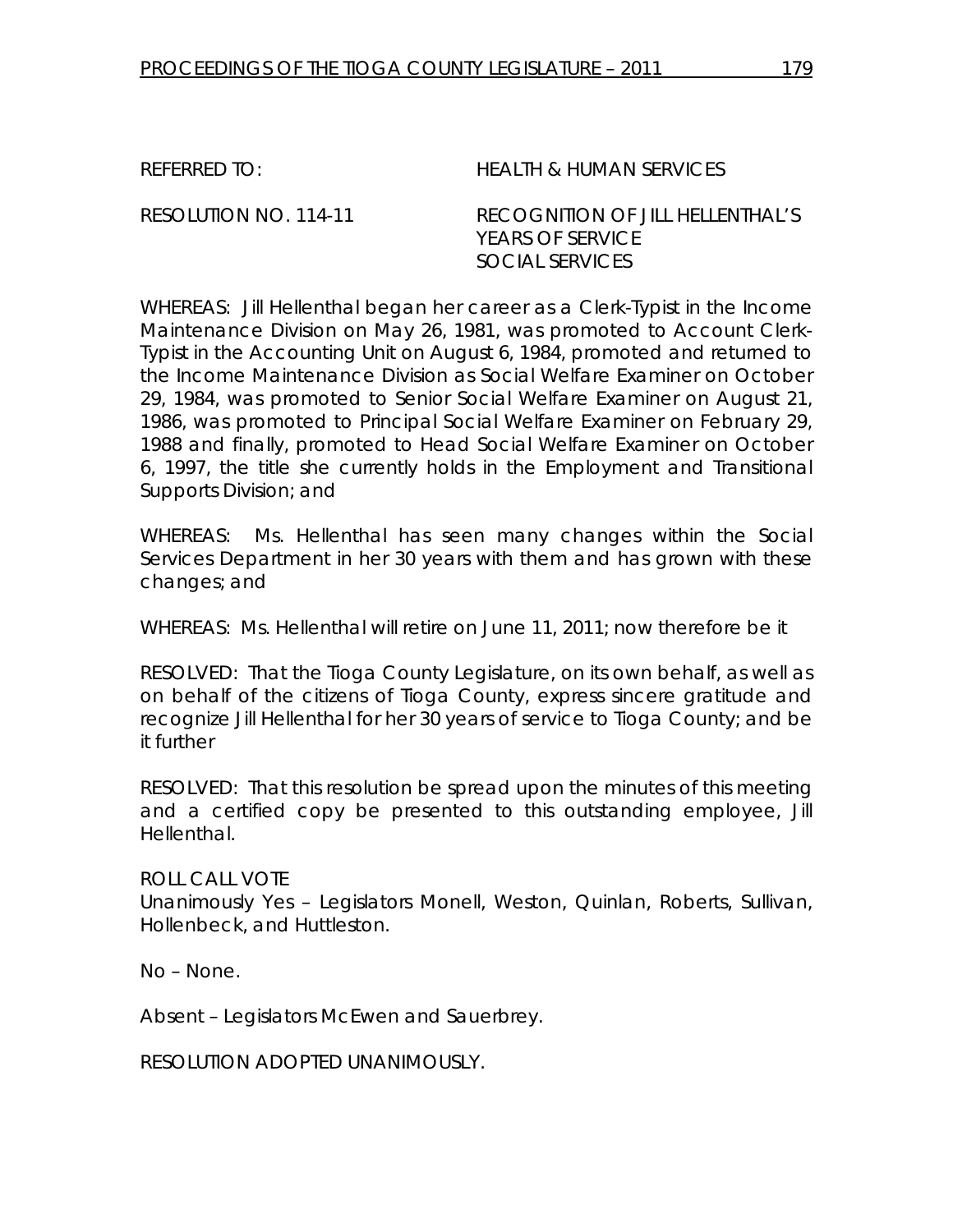REFERRED TO: HEALTH & HUMAN SERVICES

RESOLUTION NO. 114-11 RECOGNITION OF JILL HELLENTHAL'S YEARS OF SERVICE SOCIAL SERVICES

WHEREAS: Jill Hellenthal began her career as a Clerk-Typist in the Income Maintenance Division on May 26, 1981, was promoted to Account Clerk-Typist in the Accounting Unit on August 6, 1984, promoted and returned to the Income Maintenance Division as Social Welfare Examiner on October 29, 1984, was promoted to Senior Social Welfare Examiner on August 21, 1986, was promoted to Principal Social Welfare Examiner on February 29, 1988 and finally, promoted to Head Social Welfare Examiner on October 6, 1997, the title she currently holds in the Employment and Transitional Supports Division; and

WHEREAS: Ms. Hellenthal has seen many changes within the Social Services Department in her 30 years with them and has grown with these changes; and

WHEREAS: Ms. Hellenthal will retire on June 11, 2011; now therefore be it

RESOLVED: That the Tioga County Legislature, on its own behalf, as well as on behalf of the citizens of Tioga County, express sincere gratitude and recognize Jill Hellenthal for her 30 years of service to Tioga County; and be it further

RESOLVED: That this resolution be spread upon the minutes of this meeting and a certified copy be presented to this outstanding employee, Jill Hellenthal.

ROLL CALL VOTE
Unanimously Yes – Legislators Monell, Weston, Quinlan, Roberts, Sullivan, Hollenbeck, and Huttleston.

No – None.

Absent – Legislators McEwen and Sauerbrey.

RESOLUTION ADOPTED UNANIMOUSLY.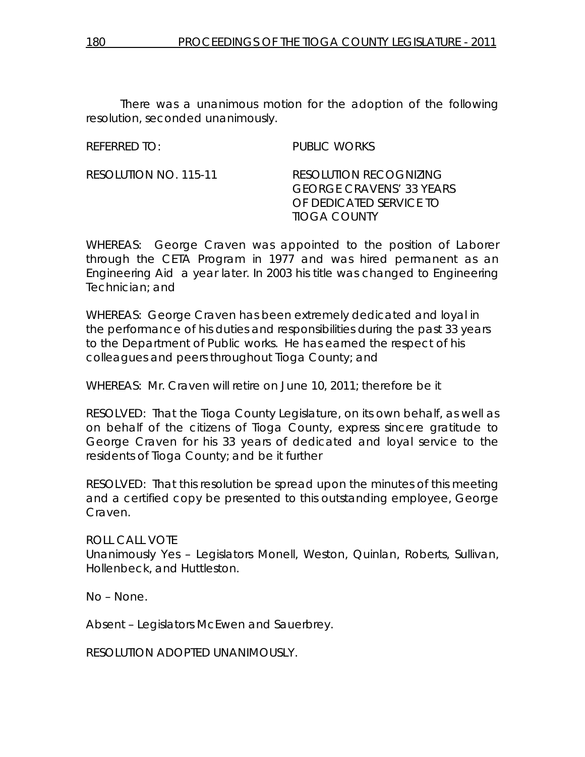There was a unanimous motion for the adoption of the following resolution, seconded unanimously.

REFERRED TO: PUBLIC WORKS

RESOLUTION NO. 115-11 RESOLUTION RECOGNIZING GEORGE CRAVENS' 33 YEARS OF DEDICATED SERVICE TO TIOGA COUNTY

WHEREAS: George Craven was appointed to the position of Laborer through the CETA Program in 1977 and was hired permanent as an Engineering Aid a year later. In 2003 his title was changed to Engineering Technician; and

WHEREAS: George Craven has been extremely dedicated and loyal in the performance of his duties and responsibilities during the past 33 years to the Department of Public works. He has earned the respect of his colleagues and peers throughout Tioga County; and

WHEREAS: Mr. Craven will retire on June 10, 2011; therefore be it

RESOLVED: That the Tioga County Legislature, on its own behalf, as well as on behalf of the citizens of Tioga County, express sincere gratitude to George Craven for his 33 years of dedicated and loyal service to the residents of Tioga County; and be it further

RESOLVED: That this resolution be spread upon the minutes of this meeting and a certified copy be presented to this outstanding employee, George Craven.

ROLL CALL VOTE
Unanimously Yes – Legislators Monell, Weston, Quinlan, Roberts, Sullivan, Hollenbeck, and Huttleston.

No – None.

Absent – Legislators McEwen and Sauerbrey.

RESOLUTION ADOPTED UNANIMOUSLY.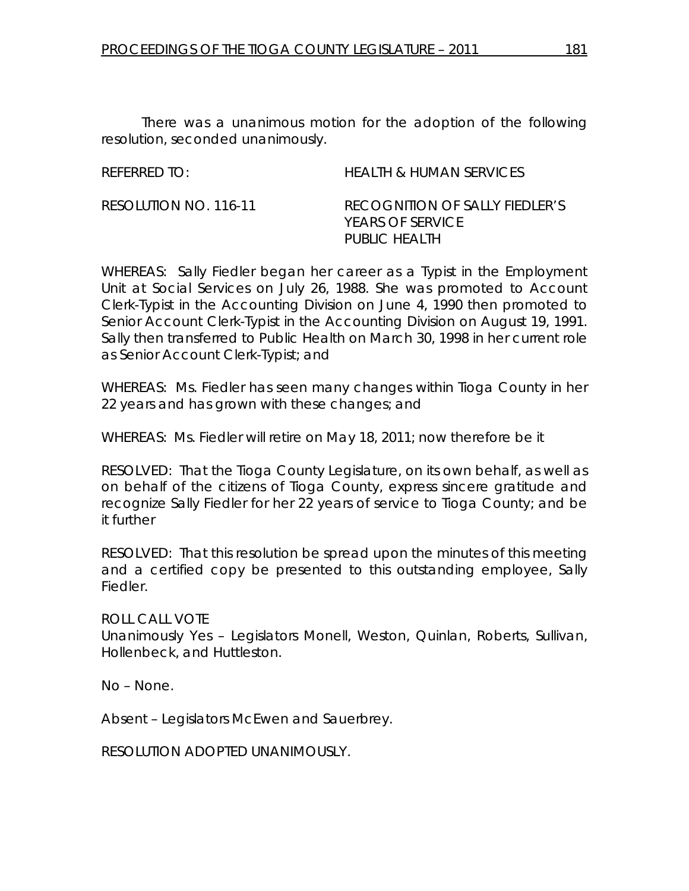There was a unanimous motion for the adoption of the following resolution, seconded unanimously.

REFERRED TO: HEALTH & HUMAN SERVICES

RESOLUTION NO. 116-11 RECOGNITION OF SALLY FIEDLER'S YEARS OF SERVICE PUBLIC HEALTH

WHEREAS: Sally Fiedler began her career as a Typist in the Employment Unit at Social Services on July 26, 1988. She was promoted to Account Clerk-Typist in the Accounting Division on June 4, 1990 then promoted to Senior Account Clerk-Typist in the Accounting Division on August 19, 1991. Sally then transferred to Public Health on March 30, 1998 in her current role as Senior Account Clerk-Typist; and

WHEREAS: Ms. Fiedler has seen many changes within Tioga County in her 22 years and has grown with these changes; and

WHEREAS: Ms. Fiedler will retire on May 18, 2011; now therefore be it

RESOLVED: That the Tioga County Legislature, on its own behalf, as well as on behalf of the citizens of Tioga County, express sincere gratitude and recognize Sally Fiedler for her 22 years of service to Tioga County; and be it further

RESOLVED: That this resolution be spread upon the minutes of this meeting and a certified copy be presented to this outstanding employee, Sally Fiedler.

ROLL CALL VOTE
Unanimously Yes – Legislators Monell, Weston, Quinlan, Roberts, Sullivan, Hollenbeck, and Huttleston.

No – None.

Absent – Legislators McEwen and Sauerbrey.

RESOLUTION ADOPTED UNANIMOUSLY.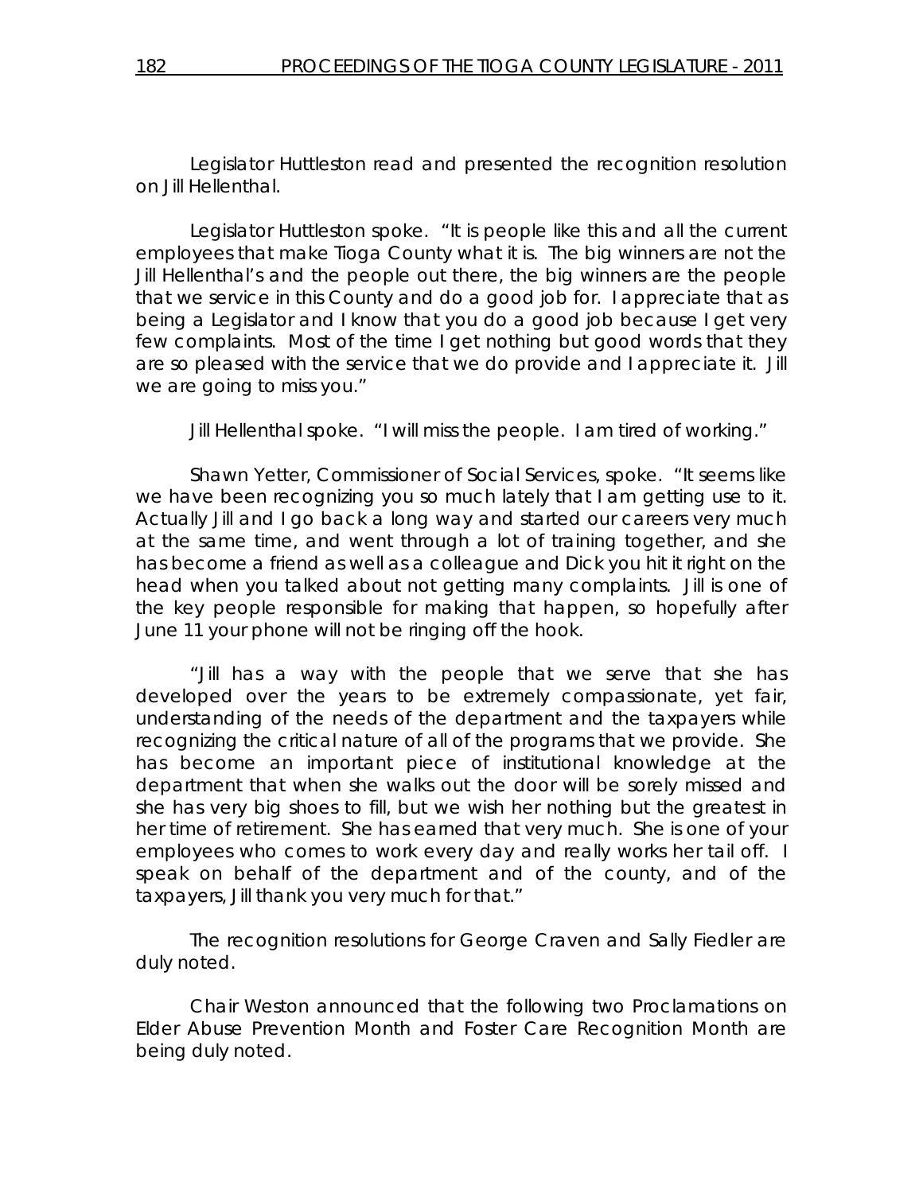Legislator Huttleston read and presented the recognition resolution on Jill Hellenthal.

Legislator Huttleston spoke. "It is people like this and all the current employees that make Tioga County what it is. The big winners are not the Jill Hellenthal's and the people out there, the big winners are the people that we service in this County and do a good job for. I appreciate that as being a Legislator and I know that you do a good job because I get very few complaints. Most of the time I get nothing but good words that they are so pleased with the service that we do provide and I appreciate it. Jill we are going to miss you."

Jill Hellenthal spoke. "I will miss the people. I am tired of working."

Shawn Yetter, Commissioner of Social Services, spoke. "It seems like we have been recognizing you so much lately that I am getting use to it. Actually Jill and I go back a long way and started our careers very much at the same time, and went through a lot of training together, and she has become a friend as well as a colleague and Dick you hit it right on the head when you talked about not getting many complaints. Jill is one of the key people responsible for making that happen, so hopefully after June 11 your phone will not be ringing off the hook.

"Jill has a way with the people that we serve that she has developed over the years to be extremely compassionate, yet fair, understanding of the needs of the department and the taxpayers while recognizing the critical nature of all of the programs that we provide. She has become an important piece of institutional knowledge at the department that when she walks out the door will be sorely missed and she has very big shoes to fill, but we wish her nothing but the greatest in her time of retirement. She has earned that very much. She is one of your employees who comes to work every day and really works her tail off. I speak on behalf of the department and of the county, and of the taxpayers, Jill thank you very much for that."

The recognition resolutions for George Craven and Sally Fiedler are duly noted.

Chair Weston announced that the following two Proclamations on Elder Abuse Prevention Month and Foster Care Recognition Month are being duly noted.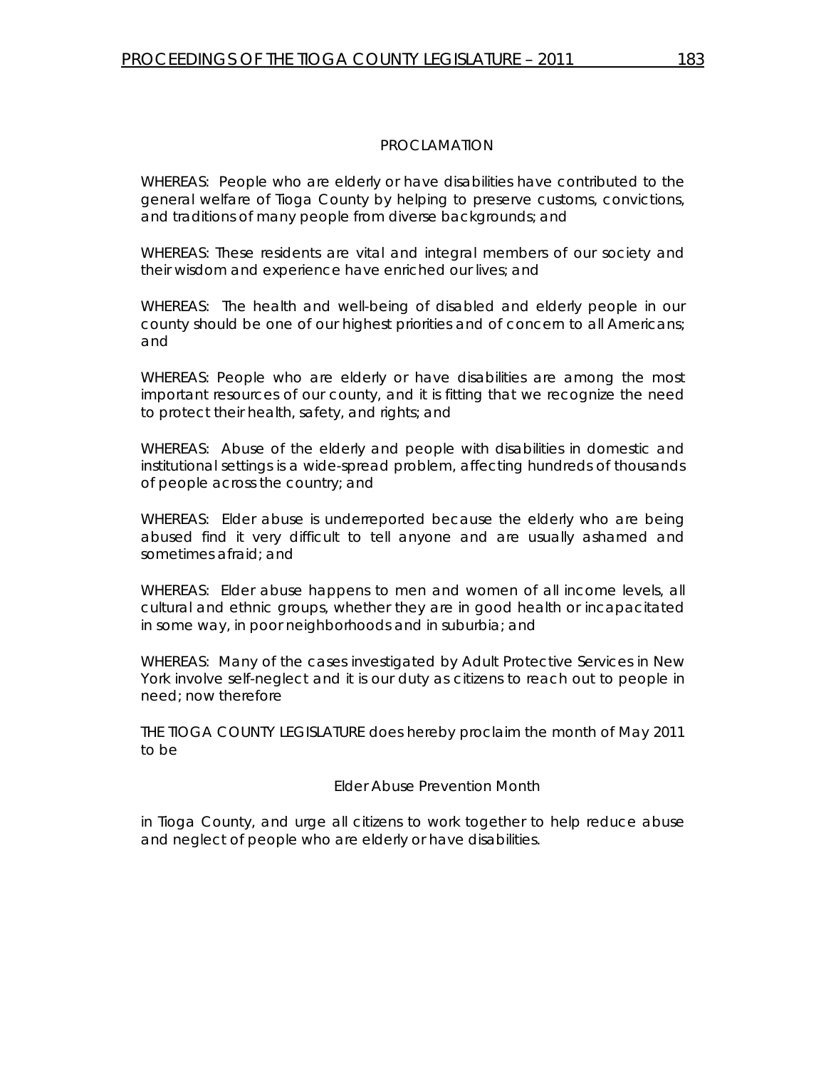## PROCLAMATION

WHEREAS: People who are elderly or have disabilities have contributed to the general welfare of Tioga County by helping to preserve customs, convictions, and traditions of many people from diverse backgrounds; and

WHEREAS: These residents are vital and integral members of our society and their wisdom and experience have enriched our lives; and

WHEREAS: The health and well-being of disabled and elderly people in our county should be one of our highest priorities and of concern to all Americans; and

WHEREAS: People who are elderly or have disabilities are among the most important resources of our county, and it is fitting that we recognize the need to protect their health, safety, and rights; and

WHEREAS: Abuse of the elderly and people with disabilities in domestic and institutional settings is a wide-spread problem, affecting hundreds of thousands of people across the country; and

WHEREAS: Elder abuse is underreported because the elderly who are being abused find it very difficult to tell anyone and are usually ashamed and sometimes afraid; and

WHEREAS: Elder abuse happens to men and women of all income levels, all cultural and ethnic groups, whether they are in good health or incapacitated in some way, in poor neighborhoods and in suburbia; and

WHEREAS: Many of the cases investigated by Adult Protective Services in New York involve self-neglect and it is our duty as citizens to reach out to people in need; now therefore

THE TIOGA COUNTY LEGISLATURE does hereby proclaim the month of May 2011 to be

Elder Abuse Prevention Month

in Tioga County, and urge all citizens to work together to help reduce abuse and neglect of people who are elderly or have disabilities.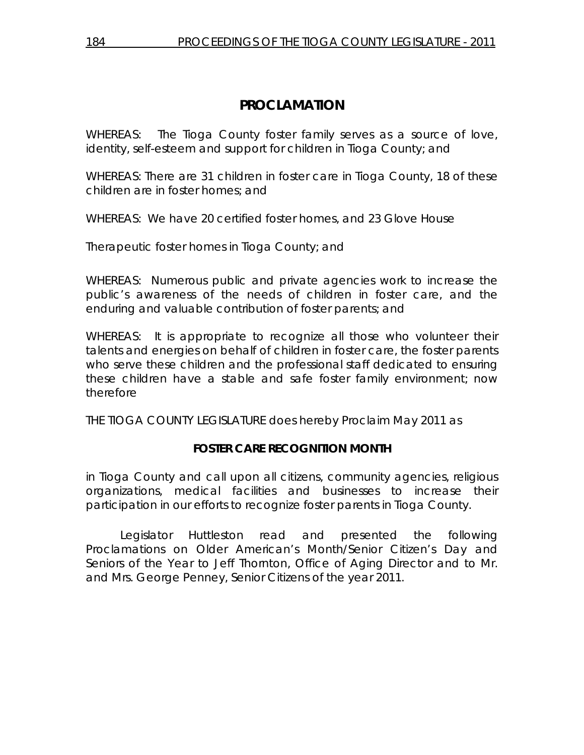# PROCLAMATION

WHEREAS: The Tioga County foster family serves as a source of love, identity, self-esteem and support for children in Tioga County; and

WHEREAS: There are 31 children in foster care in Tioga County, 18 of these children are in foster homes; and

WHEREAS: We have 20 certified foster homes, and 23 Glove House

Therapeutic foster homes in Tioga County; and

WHEREAS: Numerous public and private agencies work to increase the public's awareness of the needs of children in foster care, and the enduring and valuable contribution of foster parents; and

WHEREAS: It is appropriate to recognize all those who volunteer their talents and energies on behalf of children in foster care, the foster parents who serve these children and the professional staff dedicated to ensuring these children have a stable and safe foster family environment; now therefore

THE TIOGA COUNTY LEGISLATURE does hereby Proclaim May 2011 as

**FOSTER CARE RECOGNITION MONTH**

in Tioga County and call upon all citizens, community agencies, religious organizations, medical facilities and businesses to increase their participation in our efforts to recognize foster parents in Tioga County.

Legislator Huttleston read and presented the following Proclamations on Older American's Month/Senior Citizen's Day and Seniors of the Year to Jeff Thornton, Office of Aging Director and to Mr. and Mrs. George Penney, Senior Citizens of the year 2011.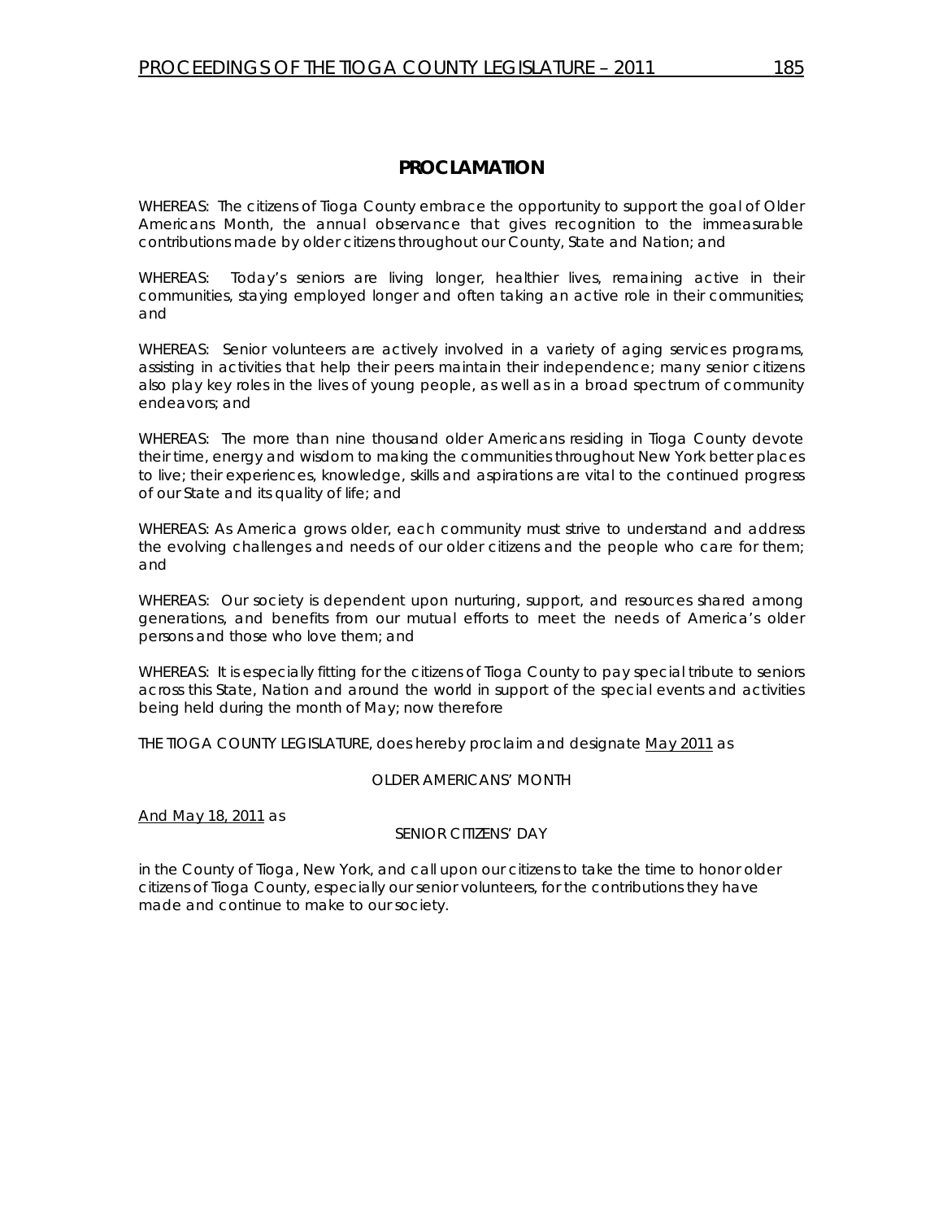## PROCLAMATION

WHEREAS: The citizens of Tioga County embrace the opportunity to support the goal of Older Americans Month, the annual observance that gives recognition to the immeasurable contributions made by older citizens throughout our County, State and Nation; and

WHEREAS: Today's seniors are living longer, healthier lives, remaining active in their communities, staying employed longer and often taking an active role in their communities; and

WHEREAS: Senior volunteers are actively involved in a variety of aging services programs, assisting in activities that help their peers maintain their independence; many senior citizens also play key roles in the lives of young people, as well as in a broad spectrum of community endeavors; and

WHEREAS: The more than nine thousand older Americans residing in Tioga County devote their time, energy and wisdom to making the communities throughout New York better places to live; their experiences, knowledge, skills and aspirations are vital to the continued progress of our State and its quality of life; and

WHEREAS: As America grows older, each community must strive to understand and address the evolving challenges and needs of our older citizens and the people who care for them; and

WHEREAS: Our society is dependent upon nurturing, support, and resources shared among generations, and benefits from our mutual efforts to meet the needs of America's older persons and those who love them; and

WHEREAS: It is especially fitting for the citizens of Tioga County to pay special tribute to seniors across this State, Nation and around the world in support of the special events and activities being held during the month of May; now therefore

THE TIOGA COUNTY LEGISLATURE, does hereby proclaim and designate May 2011 as

OLDER AMERICANS' MONTH

And May 18, 2011 as

SENIOR CITIZENS' DAY

in the County of Tioga, New York, and call upon our citizens to take the time to honor older citizens of Tioga County, especially our senior volunteers, for the contributions they have made and continue to make to our society.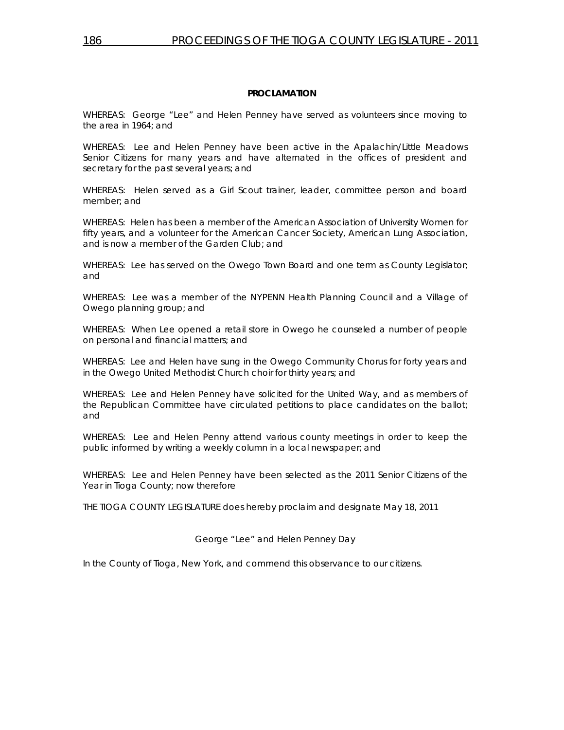**PROCLAMATION**

WHEREAS: George "Lee" and Helen Penney have served as volunteers since moving to the area in 1964; and

WHEREAS: Lee and Helen Penney have been active in the Apalachin/Little Meadows Senior Citizens for many years and have alternated in the offices of president and secretary for the past several years; and

WHEREAS: Helen served as a Girl Scout trainer, leader, committee person and board member; and

WHEREAS: Helen has been a member of the American Association of University Women for fifty years, and a volunteer for the American Cancer Society, American Lung Association, and is now a member of the Garden Club; and

WHEREAS: Lee has served on the Owego Town Board and one term as County Legislator; and

WHEREAS: Lee was a member of the NYPENN Health Planning Council and a Village of Owego planning group; and

WHEREAS: When Lee opened a retail store in Owego he counseled a number of people on personal and financial matters; and

WHEREAS: Lee and Helen have sung in the Owego Community Chorus for forty years and in the Owego United Methodist Church choir for thirty years; and

WHEREAS: Lee and Helen Penney have solicited for the United Way, and as members of the Republican Committee have circulated petitions to place candidates on the ballot; and

WHEREAS: Lee and Helen Penny attend various county meetings in order to keep the public informed by writing a weekly column in a local newspaper; and

WHEREAS: Lee and Helen Penney have been selected as the 2011 Senior Citizens of the Year in Tioga County; now therefore

THE TIOGA COUNTY LEGISLATURE does hereby proclaim and designate May 18, 2011

George "Lee" and Helen Penney Day

In the County of Tioga, New York, and commend this observance to our citizens.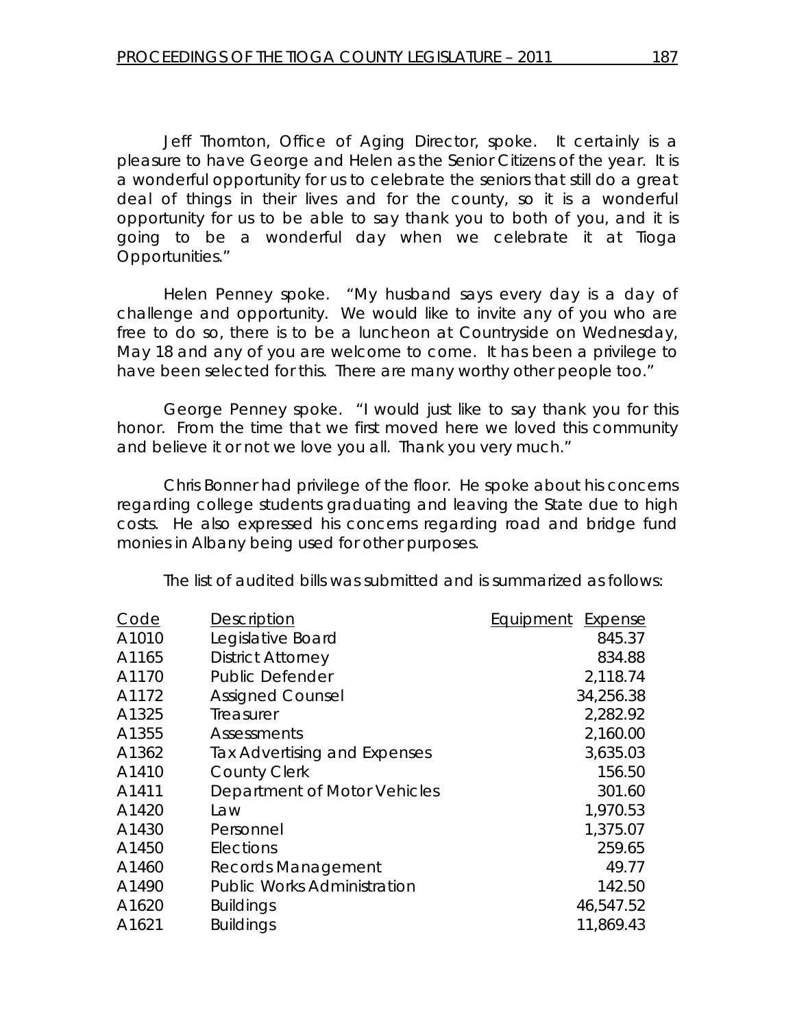Jeff Thornton, Office of Aging Director, spoke. It certainly is a pleasure to have George and Helen as the Senior Citizens of the year. It is a wonderful opportunity for us to celebrate the seniors that still do a great deal of things in their lives and for the county, so it is a wonderful opportunity for us to be able to say thank you to both of you, and it is going to be a wonderful day when we celebrate it at Tioga Opportunities."

Helen Penney spoke. "My husband says every day is a day of challenge and opportunity. We would like to invite any of you who are free to do so, there is to be a luncheon at Countryside on Wednesday, May 18 and any of you are welcome to come. It has been a privilege to have been selected for this. There are many worthy other people too."

George Penney spoke. "I would just like to say thank you for this honor. From the time that we first moved here we loved this community and believe it or not we love you all. Thank you very much."

Chris Bonner had privilege of the floor. He spoke about his concerns regarding college students graduating and leaving the State due to high costs. He also expressed his concerns regarding road and bridge fund monies in Albany being used for other purposes.

The list of audited bills was submitted and is summarized as follows:

| Code | Description | Equipment | Expense |
|---|---|---|---|
| A1010 | Legislative Board | | 845.37 |
| A1165 | District Attorney | | 834.88 |
| A1170 | Public Defender | | 2,118.74 |
| A1172 | Assigned Counsel | | 34,256.38 |
| A1325 | Treasurer | | 2,282.92 |
| A1355 | Assessments | | 2,160.00 |
| A1362 | Tax Advertising and Expenses | | 3,635.03 |
| A1410 | County Clerk | | 156.50 |
| A1411 | Department of Motor Vehicles | | 301.60 |
| A1420 | Law | | 1,970.53 |
| A1430 | Personnel | | 1,375.07 |
| A1450 | Elections | | 259.65 |
| A1460 | Records Management | | 49.77 |
| A1490 | Public Works Administration | | 142.50 |
| A1620 | Buildings | | 46,547.52 |
| A1621 | Buildings | | 11,869.43 |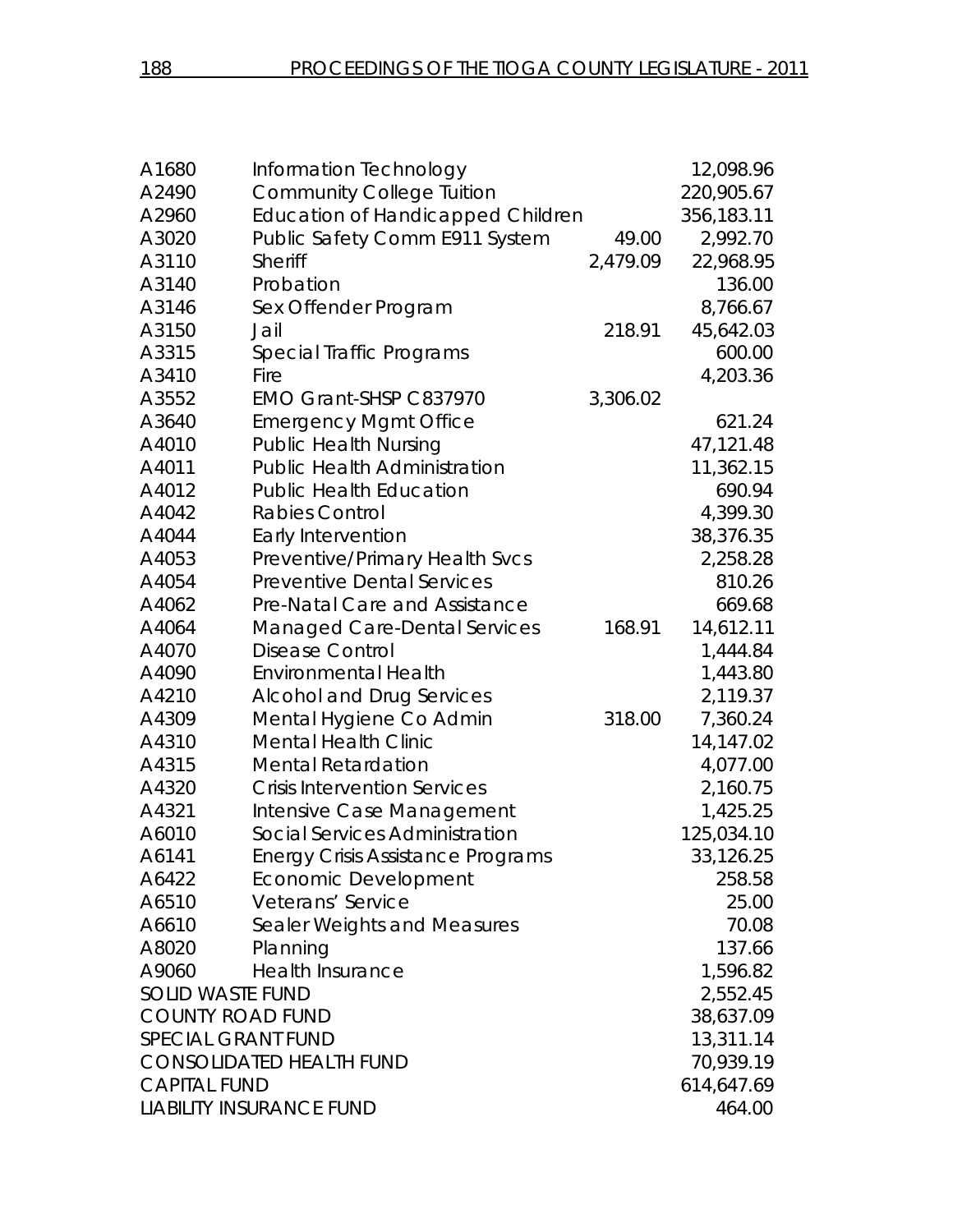| | | | |
|---|---|---|---|
| A1680 | Information Technology | | 12,098.96 |
| A2490 | Community College Tuition | | 220,905.67 |
| A2960 | Education of Handicapped Children | | 356,183.11 |
| A3020 | Public Safety Comm E911 System | 49.00 | 2,992.70 |
| A3110 | Sheriff | 2,479.09 | 22,968.95 |
| A3140 | Probation | | 136.00 |
| A3146 | Sex Offender Program | | 8,766.67 |
| A3150 | Jail | 218.91 | 45,642.03 |
| A3315 | Special Traffic Programs | | 600.00 |
| A3410 | Fire | | 4,203.36 |
| A3552 | EMO Grant-SHSP C837970 | 3,306.02 | |
| A3640 | Emergency Mgmt Office | | 621.24 |
| A4010 | Public Health Nursing | | 47,121.48 |
| A4011 | Public Health Administration | | 11,362.15 |
| A4012 | Public Health Education | | 690.94 |
| A4042 | Rabies Control | | 4,399.30 |
| A4044 | Early Intervention | | 38,376.35 |
| A4053 | Preventive/Primary Health Svcs | | 2,258.28 |
| A4054 | Preventive Dental Services | | 810.26 |
| A4062 | Pre-Natal Care and Assistance | | 669.68 |
| A4064 | Managed Care-Dental Services | 168.91 | 14,612.11 |
| A4070 | Disease Control | | 1,444.84 |
| A4090 | Environmental Health | | 1,443.80 |
| A4210 | Alcohol and Drug Services | | 2,119.37 |
| A4309 | Mental Hygiene Co Admin | 318.00 | 7,360.24 |
| A4310 | Mental Health Clinic | | 14,147.02 |
| A4315 | Mental Retardation | | 4,077.00 |
| A4320 | Crisis Intervention Services | | 2,160.75 |
| A4321 | Intensive Case Management | | 1,425.25 |
| A6010 | Social Services Administration | | 125,034.10 |
| A6141 | Energy Crisis Assistance Programs | | 33,126.25 |
| A6422 | Economic Development | | 258.58 |
| A6510 | Veterans' Service | | 25.00 |
| A6610 | Sealer Weights and Measures | | 70.08 |
| A8020 | Planning | | 137.66 |
| A9060 | Health Insurance | | 1,596.82 |
| SOLID WASTE FUND | | | 2,552.45 |
| COUNTY ROAD FUND | | | 38,637.09 |
| SPECIAL GRANT FUND | | | 13,311.14 |
| CONSOLIDATED HEALTH FUND | | | 70,939.19 |
| CAPITAL FUND | | | 614,647.69 |
| LIABILITY INSURANCE FUND | | | 464.00 |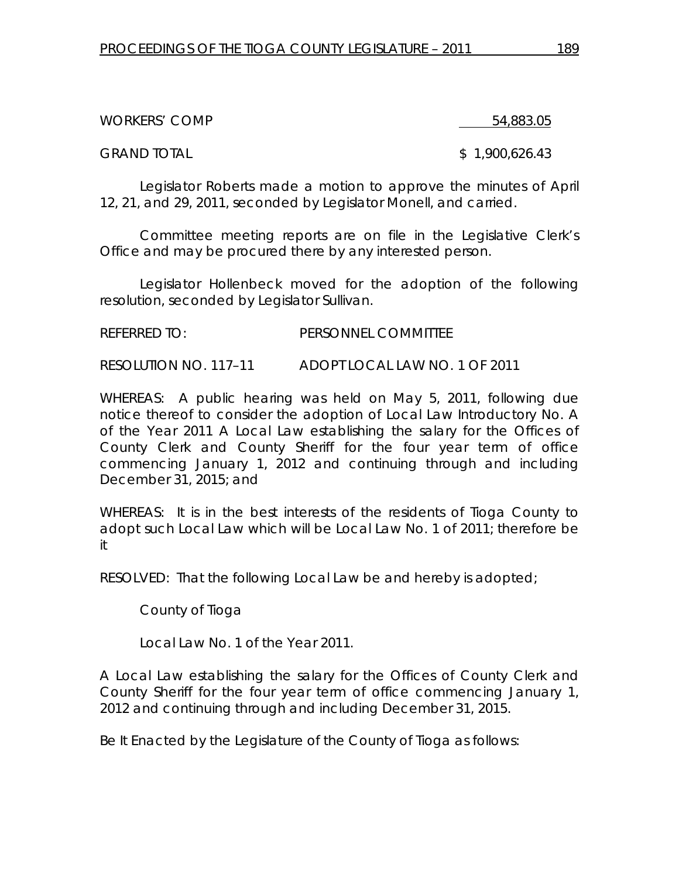| | |
|---|---|
| WORKERS' COMP | 54,883.05 |
| GRAND TOTAL | $ 1,900,626.43 |

Legislator Roberts made a motion to approve the minutes of April 12, 21, and 29, 2011, seconded by Legislator Monell, and carried.

Committee meeting reports are on file in the Legislative Clerk's Office and may be procured there by any interested person.

Legislator Hollenbeck moved for the adoption of the following resolution, seconded by Legislator Sullivan.

REFERRED TO: PERSONNEL COMMITTEE

RESOLUTION NO. 117–11 ADOPT LOCAL LAW NO. 1 OF 2011

WHEREAS: A public hearing was held on May 5, 2011, following due notice thereof to consider the adoption of Local Law Introductory No. A of the Year 2011 A Local Law establishing the salary for the Offices of County Clerk and County Sheriff for the four year term of office commencing January 1, 2012 and continuing through and including December 31, 2015; and

WHEREAS: It is in the best interests of the residents of Tioga County to adopt such Local Law which will be Local Law No. 1 of 2011; therefore be it

RESOLVED: That the following Local Law be and hereby is adopted;

County of Tioga

Local Law No. 1 of the Year 2011.

A Local Law establishing the salary for the Offices of County Clerk and County Sheriff for the four year term of office commencing January 1, 2012 and continuing through and including December 31, 2015.

Be It Enacted by the Legislature of the County of Tioga as follows: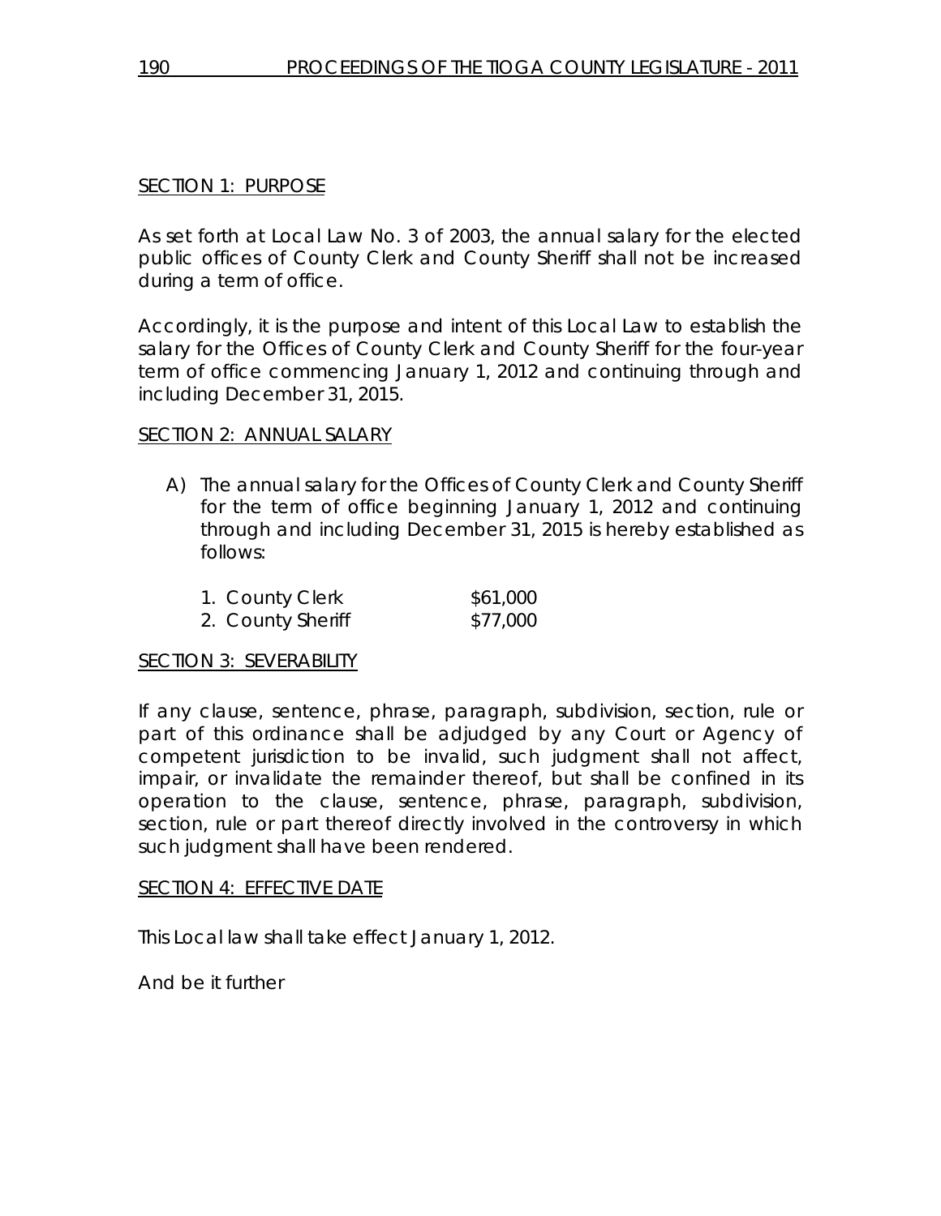SECTION 1: PURPOSE

As set forth at Local Law No. 3 of 2003, the annual salary for the elected public offices of County Clerk and County Sheriff shall not be increased during a term of office.

Accordingly, it is the purpose and intent of this Local Law to establish the salary for the Offices of County Clerk and County Sheriff for the four-year term of office commencing January 1, 2012 and continuing through and including December 31, 2015.

SECTION 2: ANNUAL SALARY

A) The annual salary for the Offices of County Clerk and County Sheriff for the term of office beginning January 1, 2012 and continuing through and including December 31, 2015 is hereby established as follows:

| | |
|---|---|
| 1. County Clerk | $61,000 |
| 2. County Sheriff | $77,000 |

SECTION 3: SEVERABILITY

If any clause, sentence, phrase, paragraph, subdivision, section, rule or part of this ordinance shall be adjudged by any Court or Agency of competent jurisdiction to be invalid, such judgment shall not affect, impair, or invalidate the remainder thereof, but shall be confined in its operation to the clause, sentence, phrase, paragraph, subdivision, section, rule or part thereof directly involved in the controversy in which such judgment shall have been rendered.

SECTION 4: EFFECTIVE DATE

This Local law shall take effect January 1, 2012.

And be it further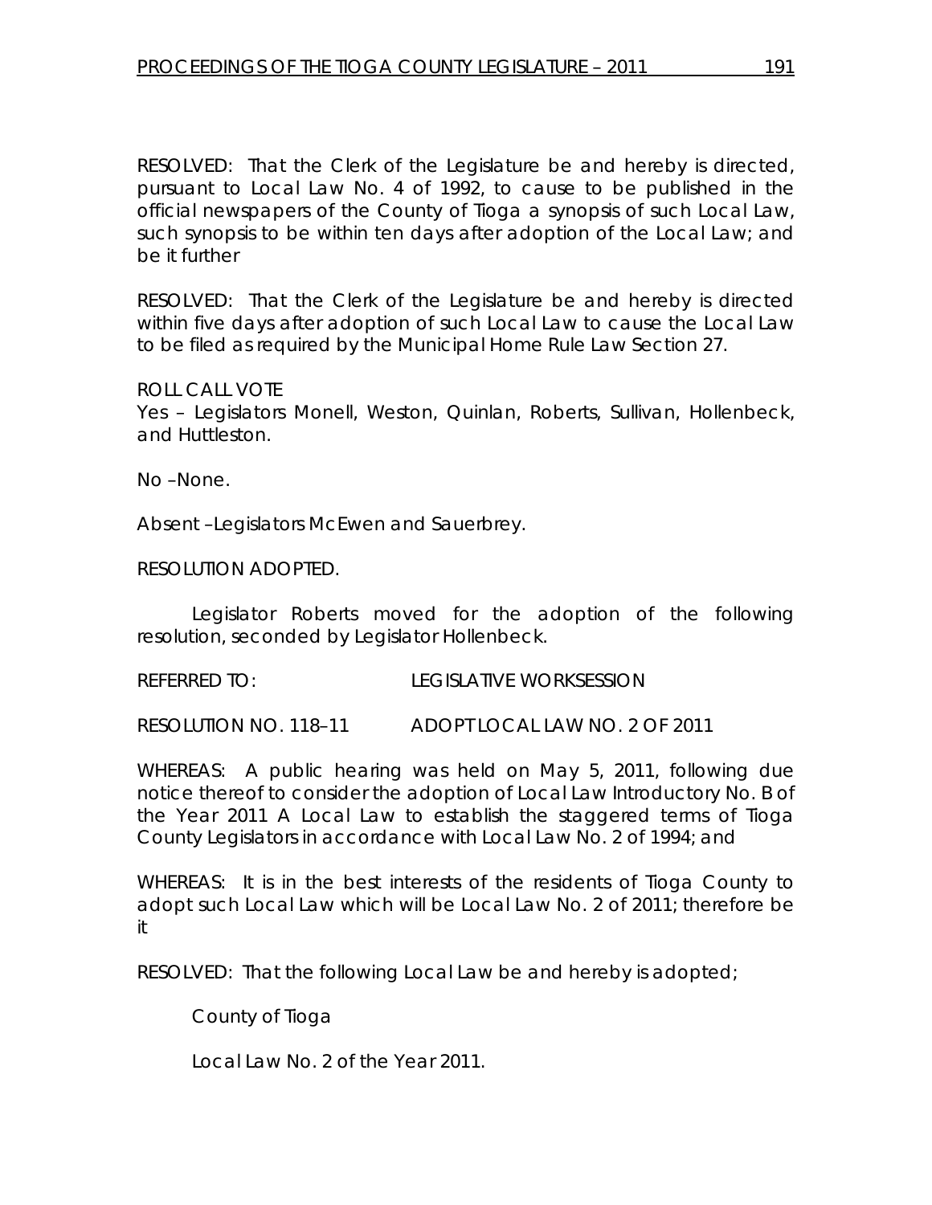RESOLVED: That the Clerk of the Legislature be and hereby is directed, pursuant to Local Law No. 4 of 1992, to cause to be published in the official newspapers of the County of Tioga a synopsis of such Local Law, such synopsis to be within ten days after adoption of the Local Law; and be it further

RESOLVED: That the Clerk of the Legislature be and hereby is directed within five days after adoption of such Local Law to cause the Local Law to be filed as required by the Municipal Home Rule Law Section 27.

ROLL CALL VOTE
Yes – Legislators Monell, Weston, Quinlan, Roberts, Sullivan, Hollenbeck, and Huttleston.

No –None.

Absent –Legislators McEwen and Sauerbrey.

RESOLUTION ADOPTED.

Legislator Roberts moved for the adoption of the following resolution, seconded by Legislator Hollenbeck.

REFERRED TO: LEGISLATIVE WORKSESSION

RESOLUTION NO. 118–11 ADOPT LOCAL LAW NO. 2 OF 2011

WHEREAS: A public hearing was held on May 5, 2011, following due notice thereof to consider the adoption of Local Law Introductory No. B of the Year 2011 A Local Law to establish the staggered terms of Tioga County Legislators in accordance with Local Law No. 2 of 1994; and

WHEREAS: It is in the best interests of the residents of Tioga County to adopt such Local Law which will be Local Law No. 2 of 2011; therefore be it

RESOLVED: That the following Local Law be and hereby is adopted;

County of Tioga

Local Law No. 2 of the Year 2011.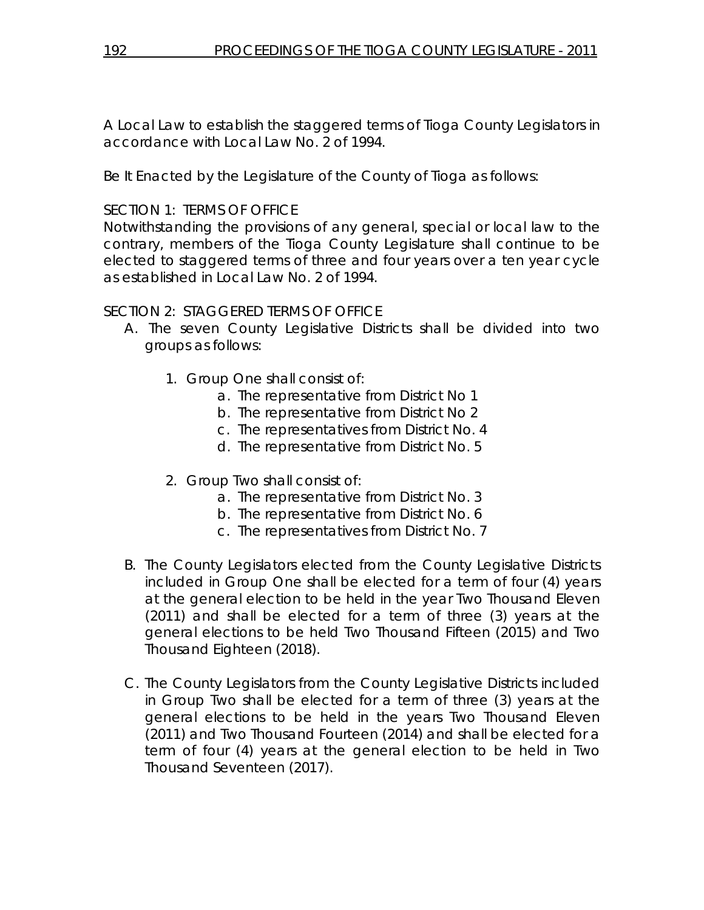A Local Law to establish the staggered terms of Tioga County Legislators in accordance with Local Law No. 2 of 1994.

Be It Enacted by the Legislature of the County of Tioga as follows:

SECTION 1: TERMS OF OFFICE

Notwithstanding the provisions of any general, special or local law to the contrary, members of the Tioga County Legislature shall continue to be elected to staggered terms of three and four years over a ten year cycle as established in Local Law No. 2 of 1994.

SECTION 2: STAGGERED TERMS OF OFFICE

A. The seven County Legislative Districts shall be divided into two groups as follows:

   1. Group One shall consist of:
      a. The representative from District No 1
      b. The representative from District No 2
      c. The representatives from District No. 4
      d. The representative from District No. 5

   2. Group Two shall consist of:
      a. The representative from District No. 3
      b. The representative from District No. 6
      c. The representatives from District No. 7

B. The County Legislators elected from the County Legislative Districts included in Group One shall be elected for a term of four (4) years at the general election to be held in the year Two Thousand Eleven (2011) and shall be elected for a term of three (3) years at the general elections to be held Two Thousand Fifteen (2015) and Two Thousand Eighteen (2018).

C. The County Legislators from the County Legislative Districts included in Group Two shall be elected for a term of three (3) years at the general elections to be held in the years Two Thousand Eleven (2011) and Two Thousand Fourteen (2014) and shall be elected for a term of four (4) years at the general election to be held in Two Thousand Seventeen (2017).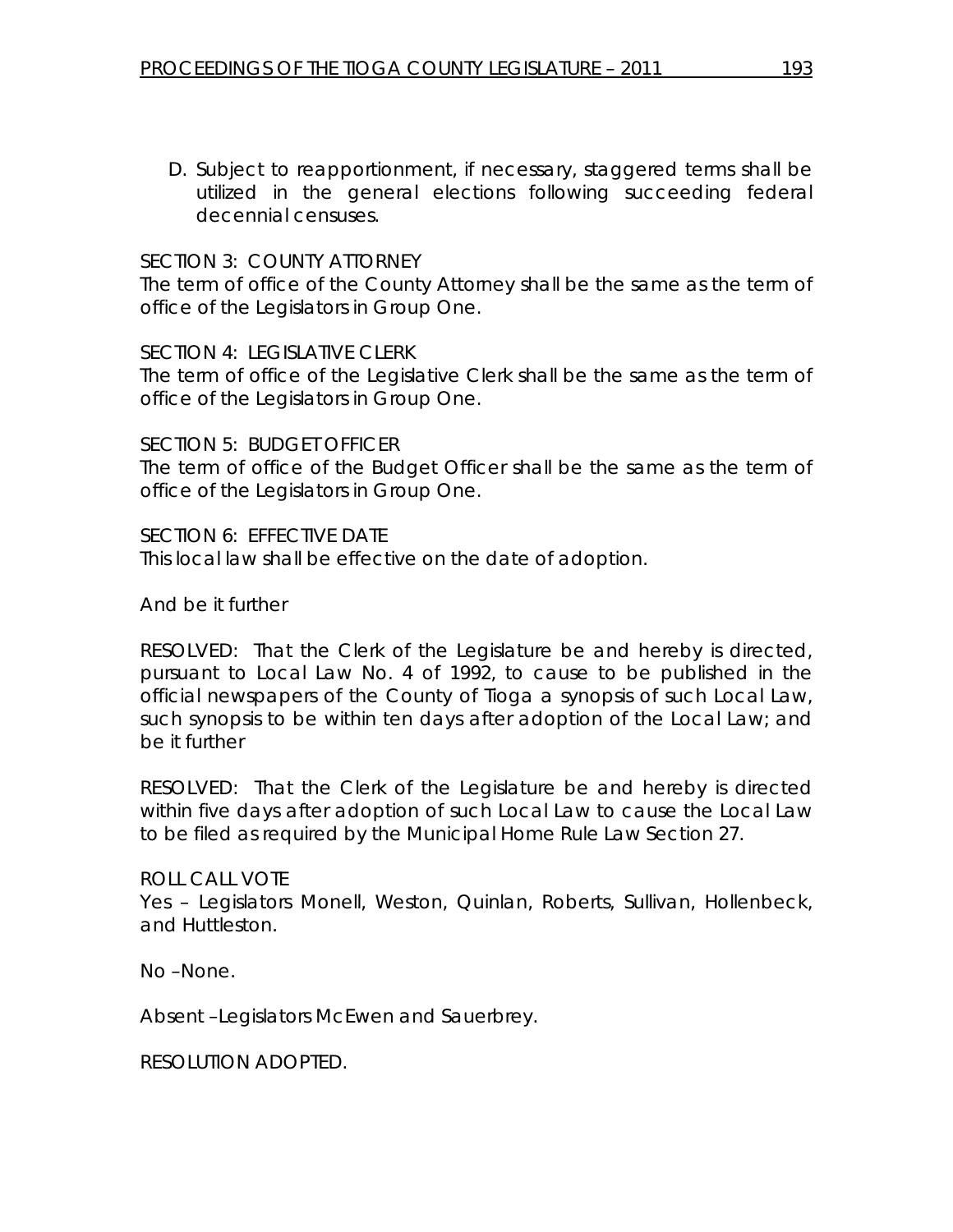D. Subject to reapportionment, if necessary, staggered terms shall be utilized in the general elections following succeeding federal decennial censuses.

SECTION 3: COUNTY ATTORNEY
The term of office of the County Attorney shall be the same as the term of office of the Legislators in Group One.

SECTION 4: LEGISLATIVE CLERK
The term of office of the Legislative Clerk shall be the same as the term of office of the Legislators in Group One.

SECTION 5: BUDGET OFFICER
The term of office of the Budget Officer shall be the same as the term of office of the Legislators in Group One.

SECTION 6: EFFECTIVE DATE
This local law shall be effective on the date of adoption.

And be it further

RESOLVED: That the Clerk of the Legislature be and hereby is directed, pursuant to Local Law No. 4 of 1992, to cause to be published in the official newspapers of the County of Tioga a synopsis of such Local Law, such synopsis to be within ten days after adoption of the Local Law; and be it further

RESOLVED: That the Clerk of the Legislature be and hereby is directed within five days after adoption of such Local Law to cause the Local Law to be filed as required by the Municipal Home Rule Law Section 27.

ROLL CALL VOTE
Yes – Legislators Monell, Weston, Quinlan, Roberts, Sullivan, Hollenbeck, and Huttleston.

No –None.

Absent –Legislators McEwen and Sauerbrey.

RESOLUTION ADOPTED.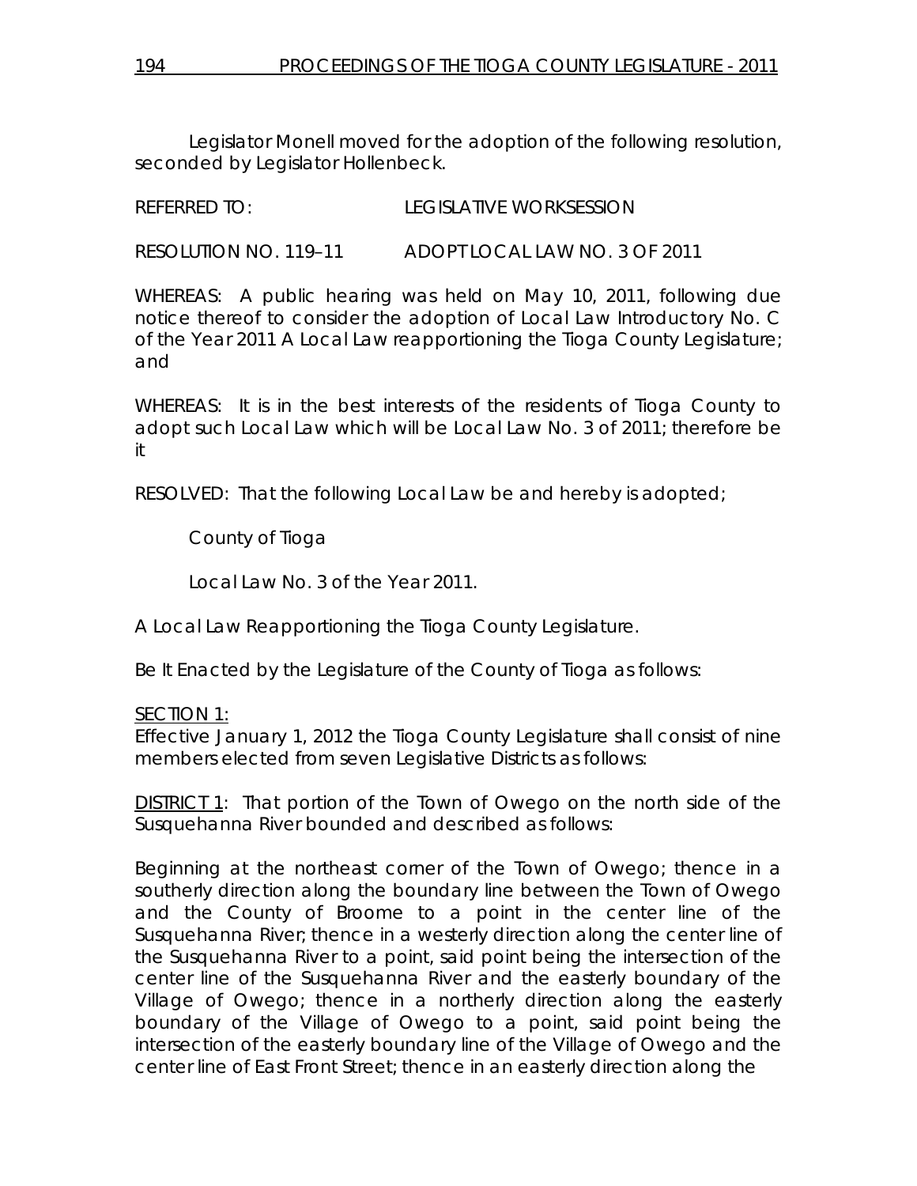Legislator Monell moved for the adoption of the following resolution, seconded by Legislator Hollenbeck.

REFERRED TO: LEGISLATIVE WORKSESSION

RESOLUTION NO. 119–11 ADOPT LOCAL LAW NO. 3 OF 2011

WHEREAS: A public hearing was held on May 10, 2011, following due notice thereof to consider the adoption of Local Law Introductory No. C of the Year 2011 A Local Law reapportioning the Tioga County Legislature; and

WHEREAS: It is in the best interests of the residents of Tioga County to adopt such Local Law which will be Local Law No. 3 of 2011; therefore be it

RESOLVED: That the following Local Law be and hereby is adopted;

County of Tioga

Local Law No. 3 of the Year 2011.

A Local Law Reapportioning the Tioga County Legislature.

Be It Enacted by the Legislature of the County of Tioga as follows:

SECTION 1:
Effective January 1, 2012 the Tioga County Legislature shall consist of nine members elected from seven Legislative Districts as follows:

DISTRICT 1: That portion of the Town of Owego on the north side of the Susquehanna River bounded and described as follows:

Beginning at the northeast corner of the Town of Owego; thence in a southerly direction along the boundary line between the Town of Owego and the County of Broome to a point in the center line of the Susquehanna River; thence in a westerly direction along the center line of the Susquehanna River to a point, said point being the intersection of the center line of the Susquehanna River and the easterly boundary of the Village of Owego; thence in a northerly direction along the easterly boundary of the Village of Owego to a point, said point being the intersection of the easterly boundary line of the Village of Owego and the center line of East Front Street; thence in an easterly direction along the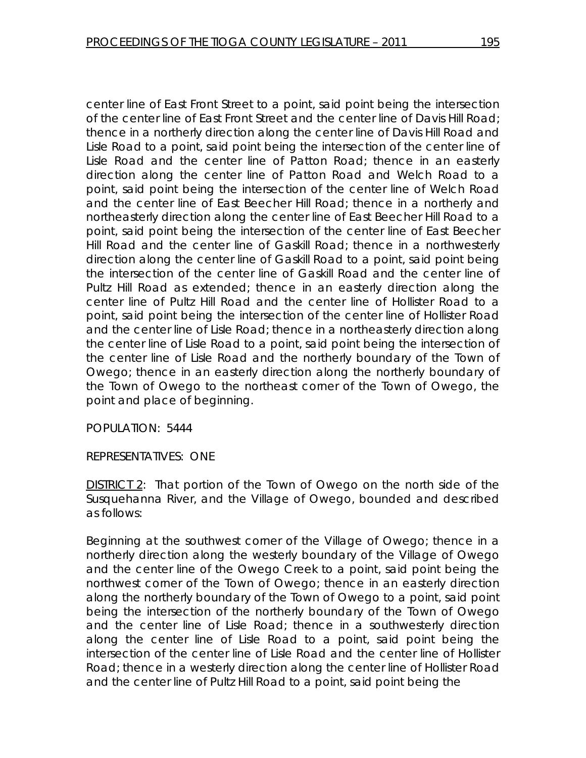center line of East Front Street to a point, said point being the intersection of the center line of East Front Street and the center line of Davis Hill Road; thence in a northerly direction along the center line of Davis Hill Road and Lisle Road to a point, said point being the intersection of the center line of Lisle Road and the center line of Patton Road; thence in an easterly direction along the center line of Patton Road and Welch Road to a point, said point being the intersection of the center line of Welch Road and the center line of East Beecher Hill Road; thence in a northerly and northeasterly direction along the center line of East Beecher Hill Road to a point, said point being the intersection of the center line of East Beecher Hill Road and the center line of Gaskill Road; thence in a northwesterly direction along the center line of Gaskill Road to a point, said point being the intersection of the center line of Gaskill Road and the center line of Pultz Hill Road as extended; thence in an easterly direction along the center line of Pultz Hill Road and the center line of Hollister Road to a point, said point being the intersection of the center line of Hollister Road and the center line of Lisle Road; thence in a northeasterly direction along the center line of Lisle Road to a point, said point being the intersection of the center line of Lisle Road and the northerly boundary of the Town of Owego; thence in an easterly direction along the northerly boundary of the Town of Owego to the northeast corner of the Town of Owego, the point and place of beginning.

POPULATION: 5444

REPRESENTATIVES: ONE

<u>DISTRICT 2</u>: That portion of the Town of Owego on the north side of the Susquehanna River, and the Village of Owego, bounded and described as follows:

Beginning at the southwest corner of the Village of Owego; thence in a northerly direction along the westerly boundary of the Village of Owego and the center line of the Owego Creek to a point, said point being the northwest corner of the Town of Owego; thence in an easterly direction along the northerly boundary of the Town of Owego to a point, said point being the intersection of the northerly boundary of the Town of Owego and the center line of Lisle Road; thence in a southwesterly direction along the center line of Lisle Road to a point, said point being the intersection of the center line of Lisle Road and the center line of Hollister Road; thence in a westerly direction along the center line of Hollister Road and the center line of Pultz Hill Road to a point, said point being the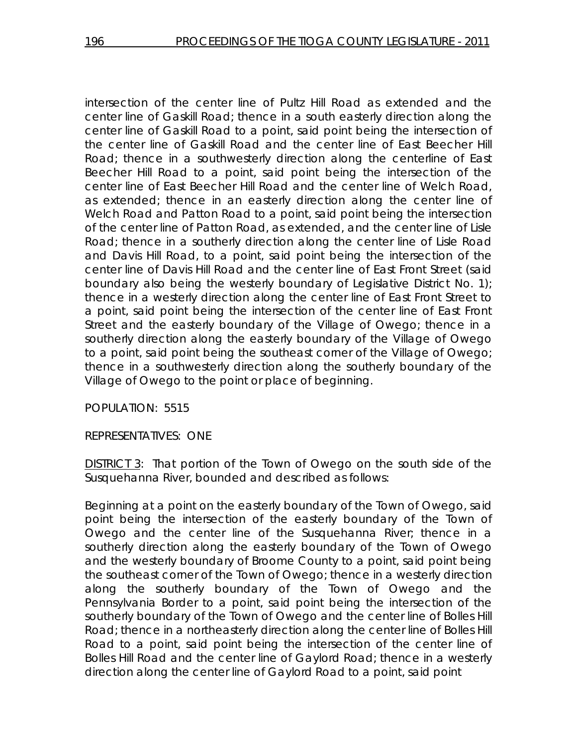intersection of the center line of Pultz Hill Road as extended and the center line of Gaskill Road; thence in a south easterly direction along the center line of Gaskill Road to a point, said point being the intersection of the center line of Gaskill Road and the center line of East Beecher Hill Road; thence in a southwesterly direction along the centerline of East Beecher Hill Road to a point, said point being the intersection of the center line of East Beecher Hill Road and the center line of Welch Road, as extended; thence in an easterly direction along the center line of Welch Road and Patton Road to a point, said point being the intersection of the center line of Patton Road, as extended, and the center line of Lisle Road; thence in a southerly direction along the center line of Lisle Road and Davis Hill Road, to a point, said point being the intersection of the center line of Davis Hill Road and the center line of East Front Street (said boundary also being the westerly boundary of Legislative District No. 1); thence in a westerly direction along the center line of East Front Street to a point, said point being the intersection of the center line of East Front Street and the easterly boundary of the Village of Owego; thence in a southerly direction along the easterly boundary of the Village of Owego to a point, said point being the southeast corner of the Village of Owego; thence in a southwesterly direction along the southerly boundary of the Village of Owego to the point or place of beginning.

POPULATION: 5515

REPRESENTATIVES: ONE

DISTRICT 3: That portion of the Town of Owego on the south side of the Susquehanna River, bounded and described as follows:

Beginning at a point on the easterly boundary of the Town of Owego, said point being the intersection of the easterly boundary of the Town of Owego and the center line of the Susquehanna River; thence in a southerly direction along the easterly boundary of the Town of Owego and the westerly boundary of Broome County to a point, said point being the southeast corner of the Town of Owego; thence in a westerly direction along the southerly boundary of the Town of Owego and the Pennsylvania Border to a point, said point being the intersection of the southerly boundary of the Town of Owego and the center line of Bolles Hill Road; thence in a northeasterly direction along the center line of Bolles Hill Road to a point, said point being the intersection of the center line of Bolles Hill Road and the center line of Gaylord Road; thence in a westerly direction along the center line of Gaylord Road to a point, said point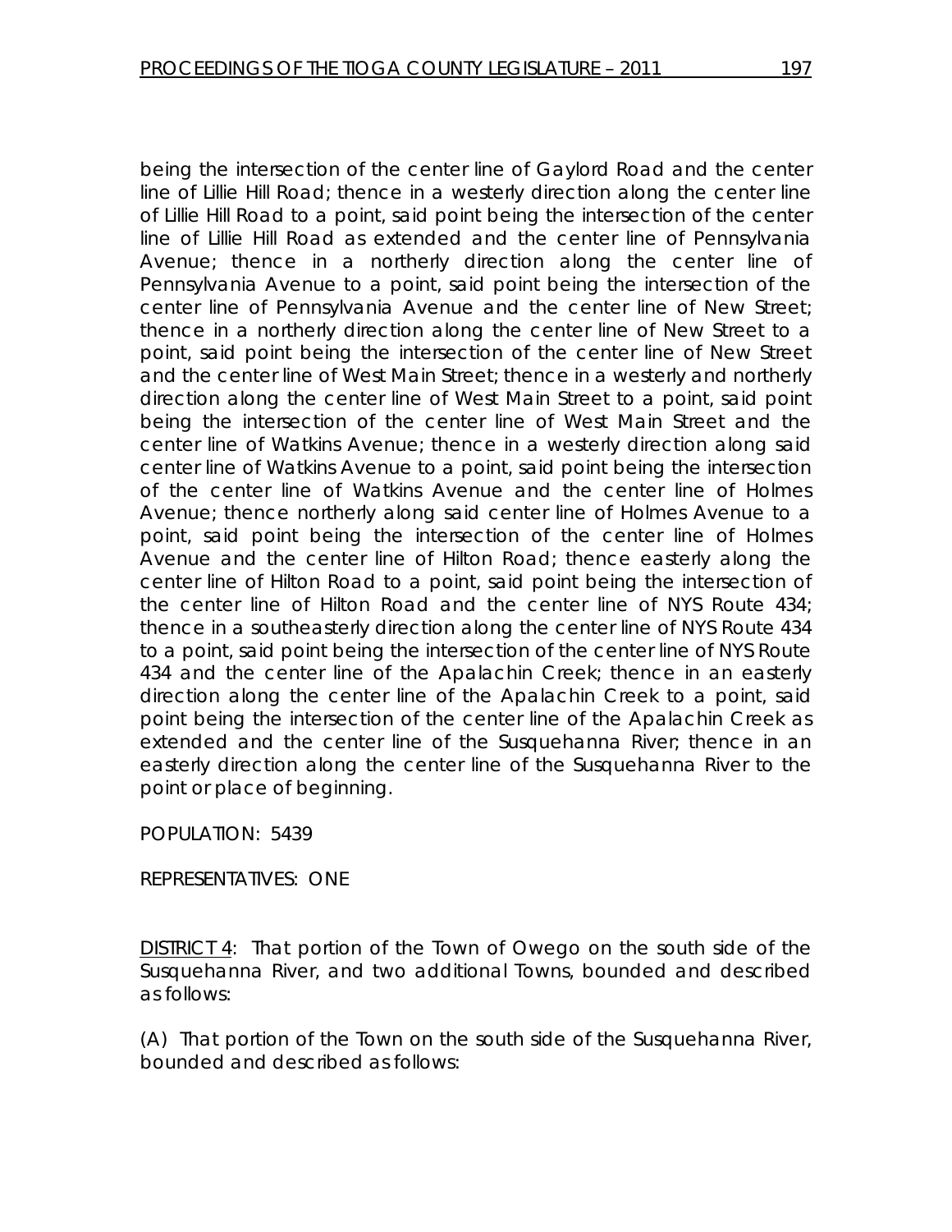being the intersection of the center line of Gaylord Road and the center line of Lillie Hill Road; thence in a westerly direction along the center line of Lillie Hill Road to a point, said point being the intersection of the center line of Lillie Hill Road as extended and the center line of Pennsylvania Avenue; thence in a northerly direction along the center line of Pennsylvania Avenue to a point, said point being the intersection of the center line of Pennsylvania Avenue and the center line of New Street; thence in a northerly direction along the center line of New Street to a point, said point being the intersection of the center line of New Street and the center line of West Main Street; thence in a westerly and northerly direction along the center line of West Main Street to a point, said point being the intersection of the center line of West Main Street and the center line of Watkins Avenue; thence in a westerly direction along said center line of Watkins Avenue to a point, said point being the intersection of the center line of Watkins Avenue and the center line of Holmes Avenue; thence northerly along said center line of Holmes Avenue to a point, said point being the intersection of the center line of Holmes Avenue and the center line of Hilton Road; thence easterly along the center line of Hilton Road to a point, said point being the intersection of the center line of Hilton Road and the center line of NYS Route 434; thence in a southeasterly direction along the center line of NYS Route 434 to a point, said point being the intersection of the center line of NYS Route 434 and the center line of the Apalachin Creek; thence in an easterly direction along the center line of the Apalachin Creek to a point, said point being the intersection of the center line of the Apalachin Creek as extended and the center line of the Susquehanna River; thence in an easterly direction along the center line of the Susquehanna River to the point or place of beginning.

POPULATION: 5439

REPRESENTATIVES: ONE

DISTRICT 4: That portion of the Town of Owego on the south side of the Susquehanna River, and two additional Towns, bounded and described as follows:

(A) That portion of the Town on the south side of the Susquehanna River, bounded and described as follows: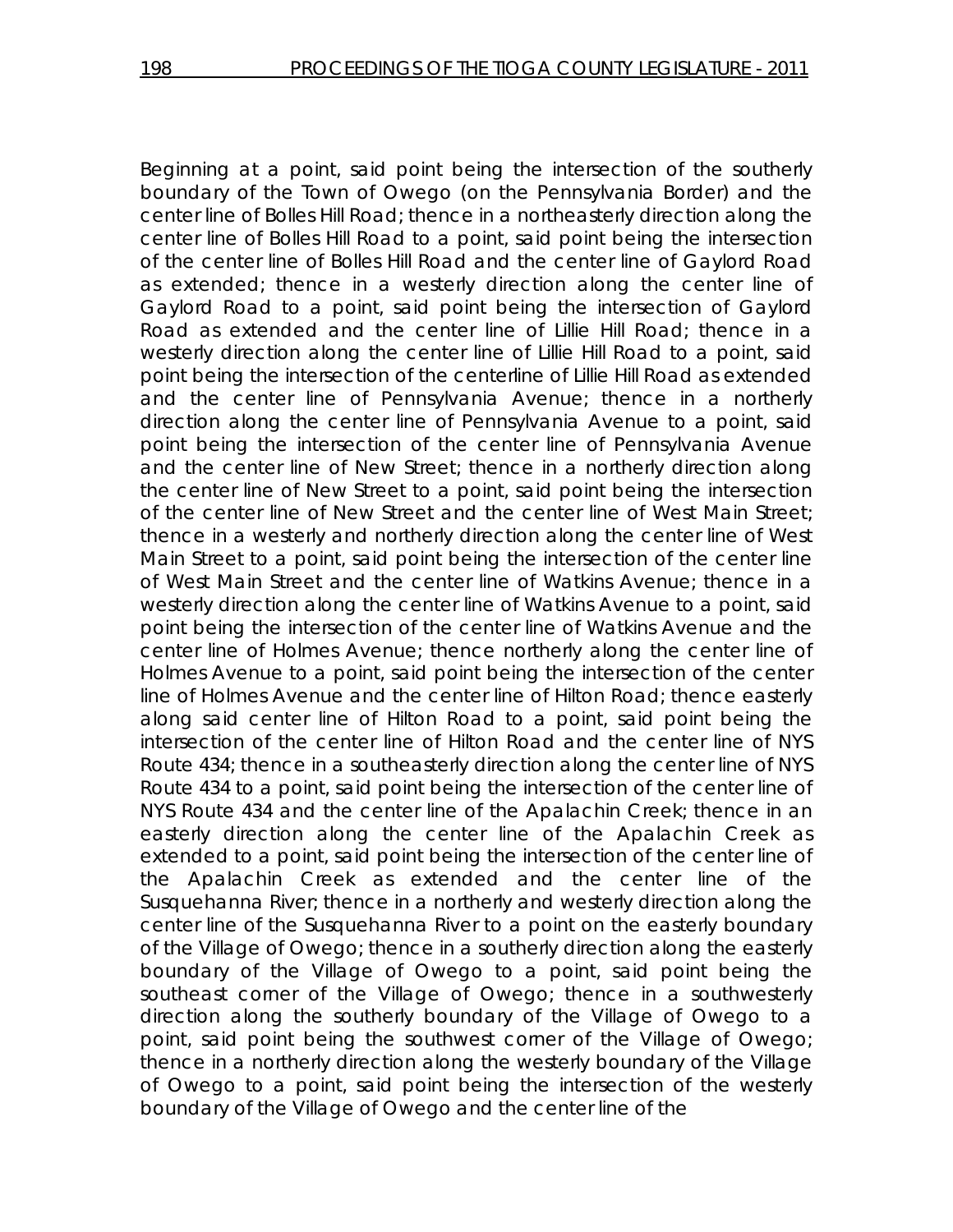Beginning at a point, said point being the intersection of the southerly boundary of the Town of Owego (on the Pennsylvania Border) and the center line of Bolles Hill Road; thence in a northeasterly direction along the center line of Bolles Hill Road to a point, said point being the intersection of the center line of Bolles Hill Road and the center line of Gaylord Road as extended; thence in a westerly direction along the center line of Gaylord Road to a point, said point being the intersection of Gaylord Road as extended and the center line of Lillie Hill Road; thence in a westerly direction along the center line of Lillie Hill Road to a point, said point being the intersection of the centerline of Lillie Hill Road as extended and the center line of Pennsylvania Avenue; thence in a northerly direction along the center line of Pennsylvania Avenue to a point, said point being the intersection of the center line of Pennsylvania Avenue and the center line of New Street; thence in a northerly direction along the center line of New Street to a point, said point being the intersection of the center line of New Street and the center line of West Main Street; thence in a westerly and northerly direction along the center line of West Main Street to a point, said point being the intersection of the center line of West Main Street and the center line of Watkins Avenue; thence in a westerly direction along the center line of Watkins Avenue to a point, said point being the intersection of the center line of Watkins Avenue and the center line of Holmes Avenue; thence northerly along the center line of Holmes Avenue to a point, said point being the intersection of the center line of Holmes Avenue and the center line of Hilton Road; thence easterly along said center line of Hilton Road to a point, said point being the intersection of the center line of Hilton Road and the center line of NYS Route 434; thence in a southeasterly direction along the center line of NYS Route 434 to a point, said point being the intersection of the center line of NYS Route 434 and the center line of the Apalachin Creek; thence in an easterly direction along the center line of the Apalachin Creek as extended to a point, said point being the intersection of the center line of the Apalachin Creek as extended and the center line of the Susquehanna River; thence in a northerly and westerly direction along the center line of the Susquehanna River to a point on the easterly boundary of the Village of Owego; thence in a southerly direction along the easterly boundary of the Village of Owego to a point, said point being the southeast corner of the Village of Owego; thence in a southwesterly direction along the southerly boundary of the Village of Owego to a point, said point being the southwest corner of the Village of Owego; thence in a northerly direction along the westerly boundary of the Village of Owego to a point, said point being the intersection of the westerly boundary of the Village of Owego and the center line of the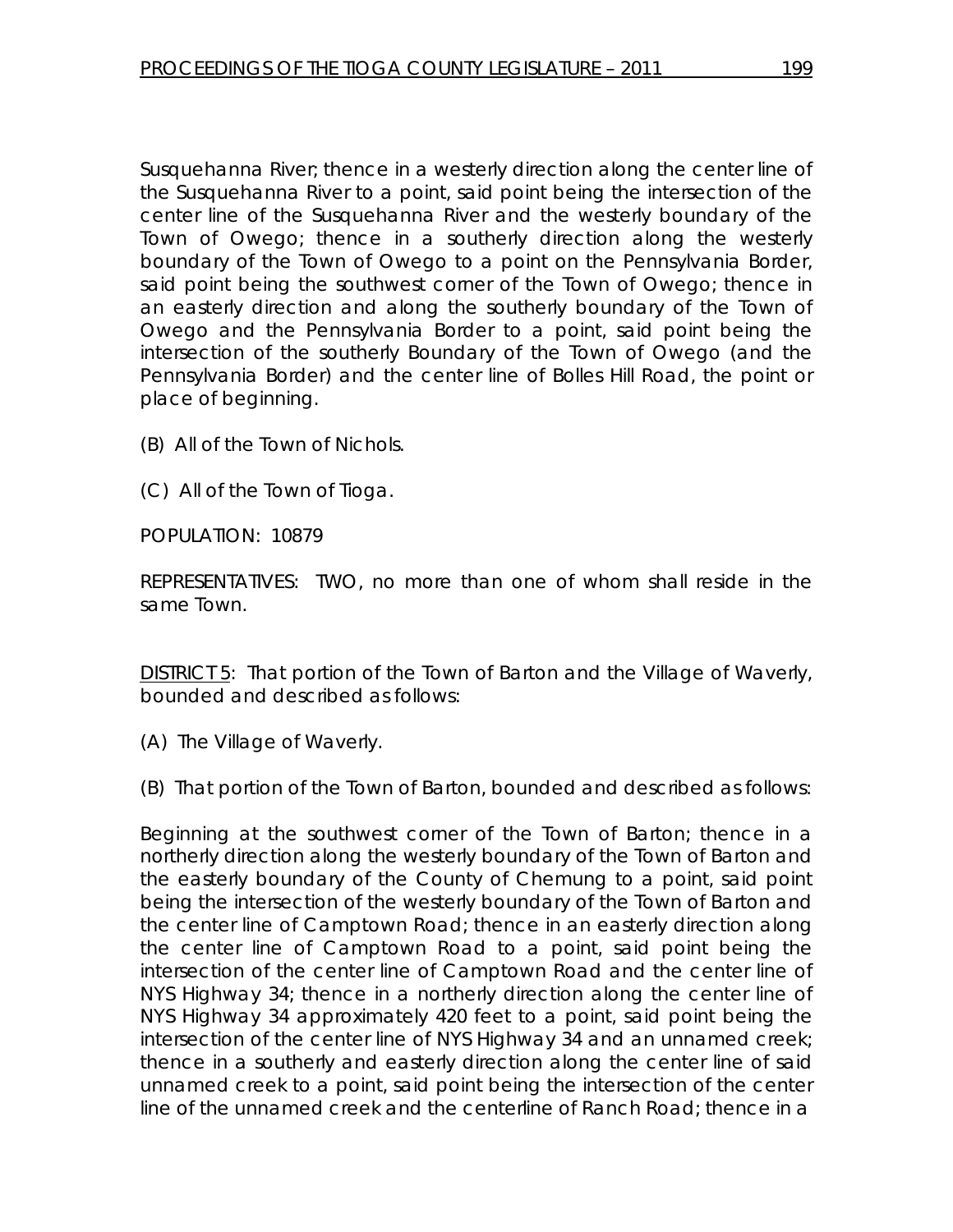Susquehanna River; thence in a westerly direction along the center line of the Susquehanna River to a point, said point being the intersection of the center line of the Susquehanna River and the westerly boundary of the Town of Owego; thence in a southerly direction along the westerly boundary of the Town of Owego to a point on the Pennsylvania Border, said point being the southwest corner of the Town of Owego; thence in an easterly direction and along the southerly boundary of the Town of Owego and the Pennsylvania Border to a point, said point being the intersection of the southerly Boundary of the Town of Owego (and the Pennsylvania Border) and the center line of Bolles Hill Road, the point or place of beginning.

(B) All of the Town of Nichols.

(C) All of the Town of Tioga.

POPULATION: 10879

REPRESENTATIVES: TWO, no more than one of whom shall reside in the same Town.

<u>DISTRICT 5</u>: That portion of the Town of Barton and the Village of Waverly, bounded and described as follows:

(A) The Village of Waverly.

(B) That portion of the Town of Barton, bounded and described as follows:

Beginning at the southwest corner of the Town of Barton; thence in a northerly direction along the westerly boundary of the Town of Barton and the easterly boundary of the County of Chemung to a point, said point being the intersection of the westerly boundary of the Town of Barton and the center line of Camptown Road; thence in an easterly direction along the center line of Camptown Road to a point, said point being the intersection of the center line of Camptown Road and the center line of NYS Highway 34; thence in a northerly direction along the center line of NYS Highway 34 approximately 420 feet to a point, said point being the intersection of the center line of NYS Highway 34 and an unnamed creek; thence in a southerly and easterly direction along the center line of said unnamed creek to a point, said point being the intersection of the center line of the unnamed creek and the centerline of Ranch Road; thence in a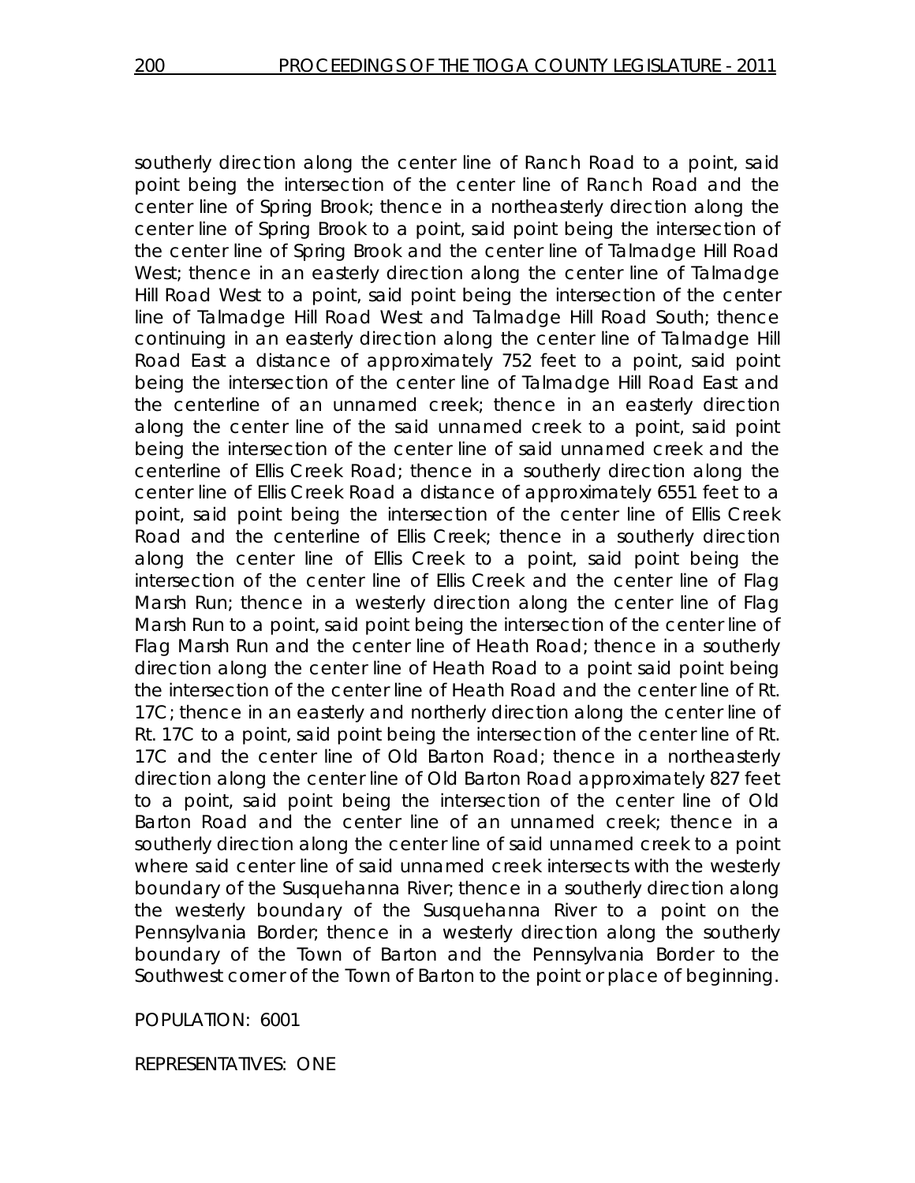southerly direction along the center line of Ranch Road to a point, said point being the intersection of the center line of Ranch Road and the center line of Spring Brook; thence in a northeasterly direction along the center line of Spring Brook to a point, said point being the intersection of the center line of Spring Brook and the center line of Talmadge Hill Road West; thence in an easterly direction along the center line of Talmadge Hill Road West to a point, said point being the intersection of the center line of Talmadge Hill Road West and Talmadge Hill Road South; thence continuing in an easterly direction along the center line of Talmadge Hill Road East a distance of approximately 752 feet to a point, said point being the intersection of the center line of Talmadge Hill Road East and the centerline of an unnamed creek; thence in an easterly direction along the center line of the said unnamed creek to a point, said point being the intersection of the center line of said unnamed creek and the centerline of Ellis Creek Road; thence in a southerly direction along the center line of Ellis Creek Road a distance of approximately 6551 feet to a point, said point being the intersection of the center line of Ellis Creek Road and the centerline of Ellis Creek; thence in a southerly direction along the center line of Ellis Creek to a point, said point being the intersection of the center line of Ellis Creek and the center line of Flag Marsh Run; thence in a westerly direction along the center line of Flag Marsh Run to a point, said point being the intersection of the center line of Flag Marsh Run and the center line of Heath Road; thence in a southerly direction along the center line of Heath Road to a point said point being the intersection of the center line of Heath Road and the center line of Rt. 17C; thence in an easterly and northerly direction along the center line of Rt. 17C to a point, said point being the intersection of the center line of Rt. 17C and the center line of Old Barton Road; thence in a northeasterly direction along the center line of Old Barton Road approximately 827 feet to a point, said point being the intersection of the center line of Old Barton Road and the center line of an unnamed creek; thence in a southerly direction along the center line of said unnamed creek to a point where said center line of said unnamed creek intersects with the westerly boundary of the Susquehanna River; thence in a southerly direction along the westerly boundary of the Susquehanna River to a point on the Pennsylvania Border; thence in a westerly direction along the southerly boundary of the Town of Barton and the Pennsylvania Border to the Southwest corner of the Town of Barton to the point or place of beginning.

POPULATION: 6001

REPRESENTATIVES: ONE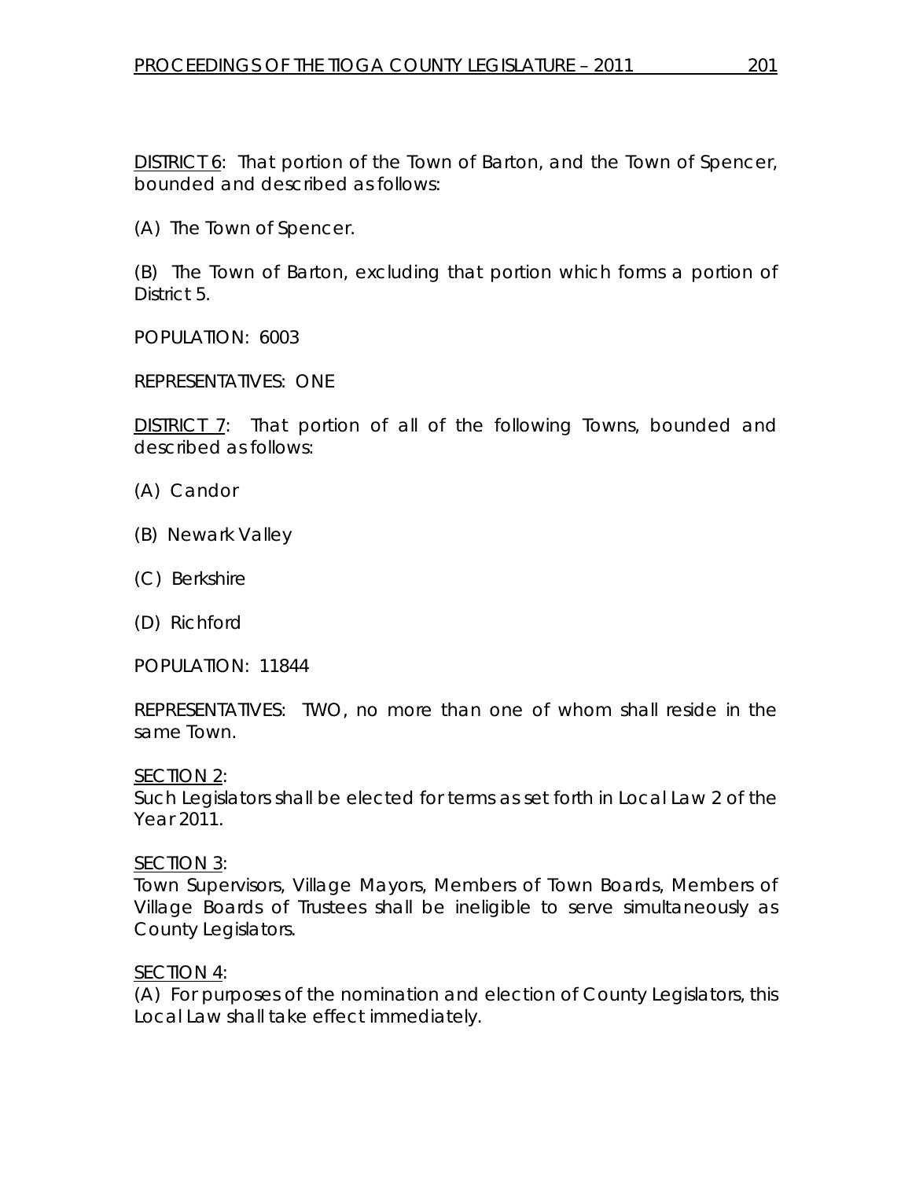DISTRICT 6: That portion of the Town of Barton, and the Town of Spencer, bounded and described as follows:

(A) The Town of Spencer.

(B) The Town of Barton, excluding that portion which forms a portion of District 5.

POPULATION: 6003

REPRESENTATIVES: ONE

DISTRICT 7: That portion of all of the following Towns, bounded and described as follows:

(A) Candor

(B) Newark Valley

(C) Berkshire

(D) Richford

POPULATION: 11844

REPRESENTATIVES: TWO, no more than one of whom shall reside in the same Town.

SECTION 2:
Such Legislators shall be elected for terms as set forth in Local Law 2 of the Year 2011.

SECTION 3:
Town Supervisors, Village Mayors, Members of Town Boards, Members of Village Boards of Trustees shall be ineligible to serve simultaneously as County Legislators.

SECTION 4:
(A) For purposes of the nomination and election of County Legislators, this Local Law shall take effect immediately.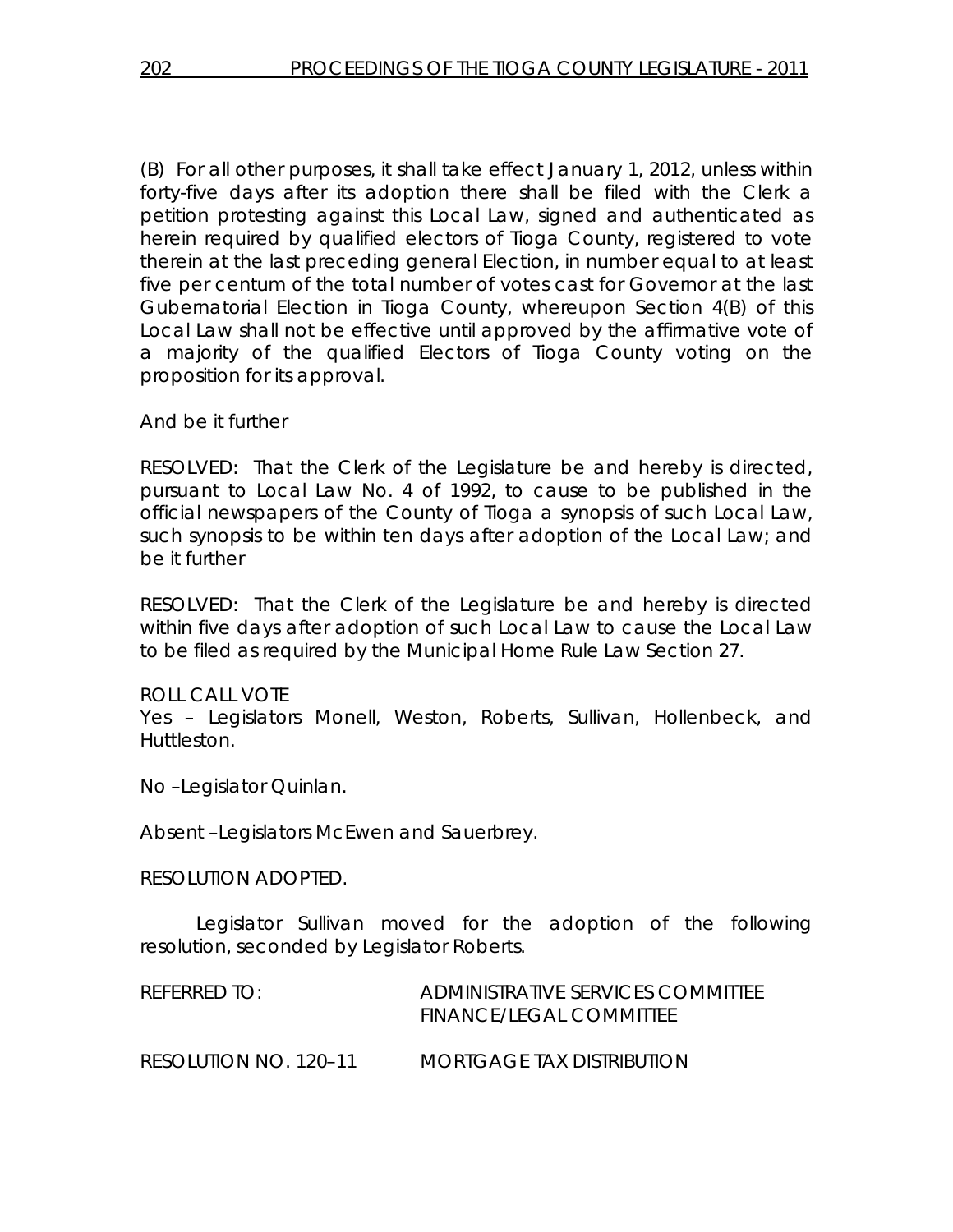(B) For all other purposes, it shall take effect January 1, 2012, unless within forty-five days after its adoption there shall be filed with the Clerk a petition protesting against this Local Law, signed and authenticated as herein required by qualified electors of Tioga County, registered to vote therein at the last preceding general Election, in number equal to at least five per centum of the total number of votes cast for Governor at the last Gubernatorial Election in Tioga County, whereupon Section 4(B) of this Local Law shall not be effective until approved by the affirmative vote of a majority of the qualified Electors of Tioga County voting on the proposition for its approval.

And be it further

RESOLVED: That the Clerk of the Legislature be and hereby is directed, pursuant to Local Law No. 4 of 1992, to cause to be published in the official newspapers of the County of Tioga a synopsis of such Local Law, such synopsis to be within ten days after adoption of the Local Law; and be it further

RESOLVED: That the Clerk of the Legislature be and hereby is directed within five days after adoption of such Local Law to cause the Local Law to be filed as required by the Municipal Home Rule Law Section 27.

ROLL CALL VOTE
Yes – Legislators Monell, Weston, Roberts, Sullivan, Hollenbeck, and Huttleston.

No –Legislator Quinlan.

Absent –Legislators McEwen and Sauerbrey.

RESOLUTION ADOPTED.

Legislator Sullivan moved for the adoption of the following resolution, seconded by Legislator Roberts.

REFERRED TO: ADMINISTRATIVE SERVICES COMMITTEE
FINANCE/LEGAL COMMITTEE

RESOLUTION NO. 120–11 MORTGAGE TAX DISTRIBUTION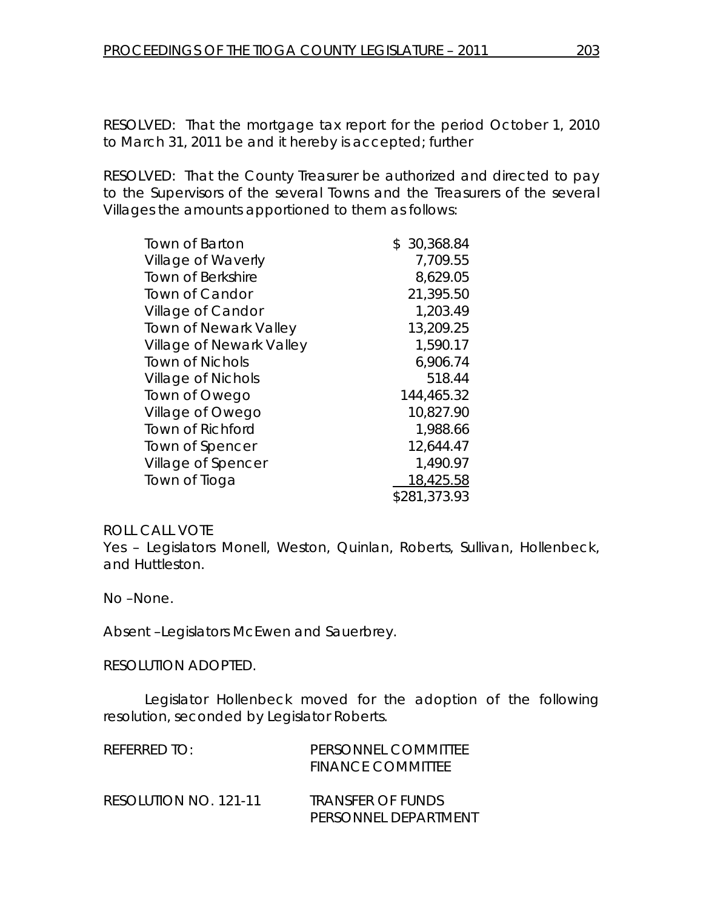RESOLVED: That the mortgage tax report for the period October 1, 2010 to March 31, 2011 be and it hereby is accepted; further

RESOLVED: That the County Treasurer be authorized and directed to pay to the Supervisors of the several Towns and the Treasurers of the several Villages the amounts apportioned to them as follows:

| | |
|---|---|
| Town of Barton | $ 30,368.84 |
| Village of Waverly | 7,709.55 |
| Town of Berkshire | 8,629.05 |
| Town of Candor | 21,395.50 |
| Village of Candor | 1,203.49 |
| Town of Newark Valley | 13,209.25 |
| Village of Newark Valley | 1,590.17 |
| Town of Nichols | 6,906.74 |
| Village of Nichols | 518.44 |
| Town of Owego | 144,465.32 |
| Village of Owego | 10,827.90 |
| Town of Richford | 1,988.66 |
| Town of Spencer | 12,644.47 |
| Village of Spencer | 1,490.97 |
| Town of Tioga | 18,425.58 |
| | $281,373.93 |

ROLL CALL VOTE
Yes – Legislators Monell, Weston, Quinlan, Roberts, Sullivan, Hollenbeck, and Huttleston.

No –None.

Absent –Legislators McEwen and Sauerbrey.

RESOLUTION ADOPTED.

Legislator Hollenbeck moved for the adoption of the following resolution, seconded by Legislator Roberts.

REFERRED TO: PERSONNEL COMMITTEE
FINANCE COMMITTEE

RESOLUTION NO. 121-11 TRANSFER OF FUNDS
PERSONNEL DEPARTMENT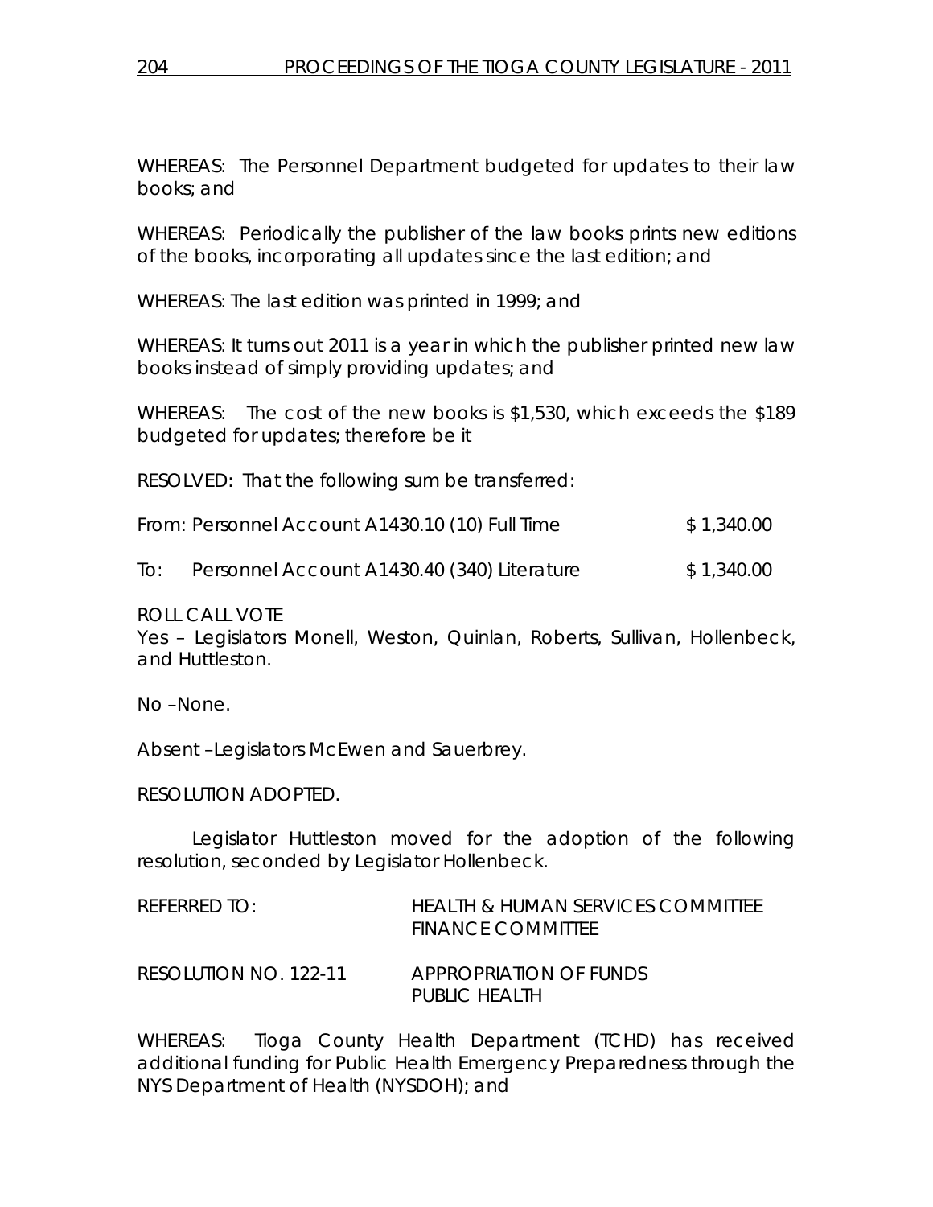WHEREAS: The Personnel Department budgeted for updates to their law books; and

WHEREAS: Periodically the publisher of the law books prints new editions of the books, incorporating all updates since the last edition; and

WHEREAS: The last edition was printed in 1999; and

WHEREAS: It turns out 2011 is a year in which the publisher printed new law books instead of simply providing updates; and

WHEREAS: The cost of the new books is $1,530, which exceeds the $189 budgeted for updates; therefore be it

RESOLVED: That the following sum be transferred:

| | | |
|---|---|---|
| From: | Personnel Account A1430.10 (10) Full Time | $ 1,340.00 |
| To: | Personnel Account A1430.40 (340) Literature | $ 1,340.00 |

ROLL CALL VOTE
Yes – Legislators Monell, Weston, Quinlan, Roberts, Sullivan, Hollenbeck, and Huttleston.

No –None.

Absent –Legislators McEwen and Sauerbrey.

RESOLUTION ADOPTED.

Legislator Huttleston moved for the adoption of the following resolution, seconded by Legislator Hollenbeck.

| | |
|---|---|
| REFERRED TO: | HEALTH & HUMAN SERVICES COMMITTEE<br>FINANCE COMMITTEE |
| RESOLUTION NO. 122-11 | APPROPRIATION OF FUNDS<br>PUBLIC HEALTH |

WHEREAS: Tioga County Health Department (TCHD) has received additional funding for Public Health Emergency Preparedness through the NYS Department of Health (NYSDOH); and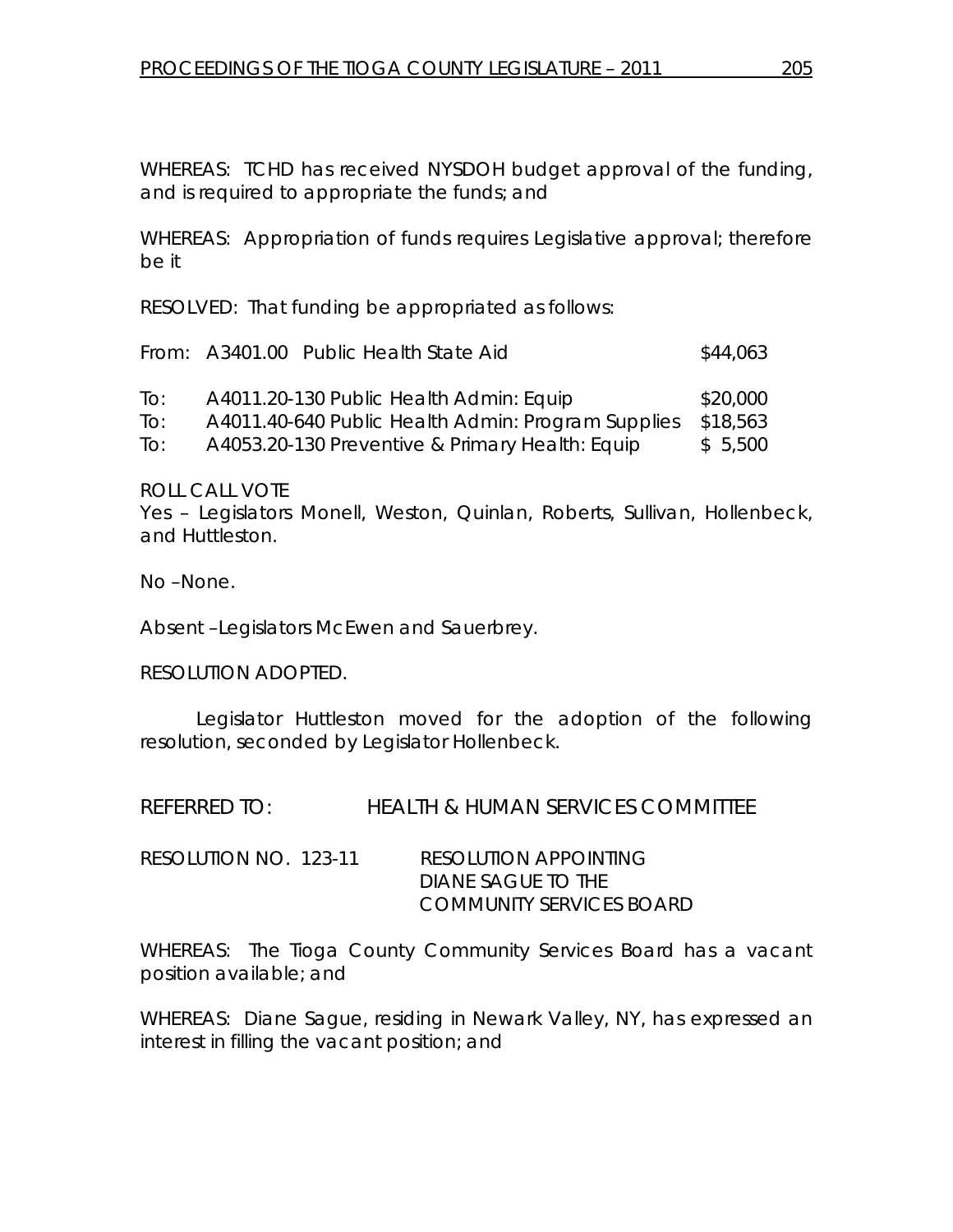WHEREAS: TCHD has received NYSDOH budget approval of the funding, and is required to appropriate the funds; and

WHEREAS: Appropriation of funds requires Legislative approval; therefore be it

RESOLVED: That funding be appropriated as follows:

| | | |
|---|---|---|
| From: | A3401.00 Public Health State Aid | $44,063 |
| To: | A4011.20-130 Public Health Admin: Equip | $20,000 |
| To: | A4011.40-640 Public Health Admin: Program Supplies | $18,563 |
| To: | A4053.20-130 Preventive & Primary Health: Equip | $ 5,500 |

ROLL CALL VOTE
Yes – Legislators Monell, Weston, Quinlan, Roberts, Sullivan, Hollenbeck, and Huttleston.

No –None.

Absent –Legislators McEwen and Sauerbrey.

RESOLUTION ADOPTED.

Legislator Huttleston moved for the adoption of the following resolution, seconded by Legislator Hollenbeck.

REFERRED TO: HEALTH & HUMAN SERVICES COMMITTEE

RESOLUTION NO. 123-11 RESOLUTION APPOINTING DIANE SAGUE TO THE COMMUNITY SERVICES BOARD

WHEREAS: The Tioga County Community Services Board has a vacant position available; and

WHEREAS: Diane Sague, residing in Newark Valley, NY, has expressed an interest in filling the vacant position; and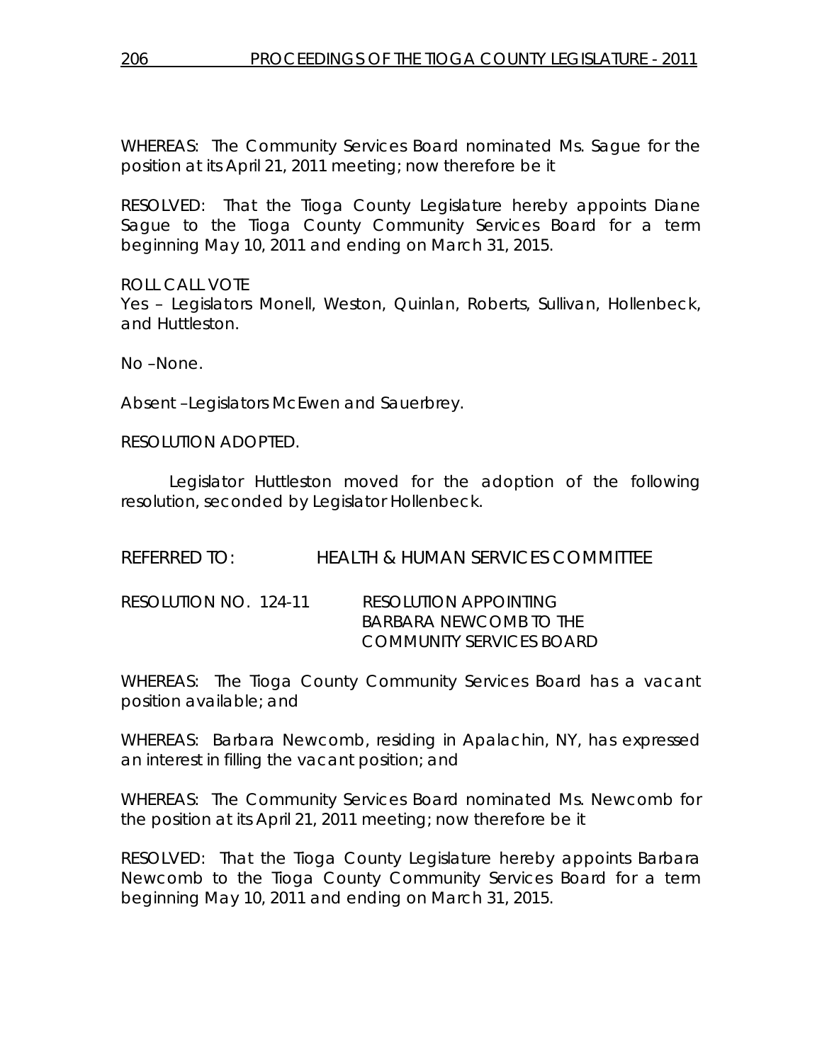WHEREAS: The Community Services Board nominated Ms. Sague for the position at its April 21, 2011 meeting; now therefore be it

RESOLVED: That the Tioga County Legislature hereby appoints Diane Sague to the Tioga County Community Services Board for a term beginning May 10, 2011 and ending on March 31, 2015.

ROLL CALL VOTE
Yes – Legislators Monell, Weston, Quinlan, Roberts, Sullivan, Hollenbeck, and Huttleston.

No –None.

Absent –Legislators McEwen and Sauerbrey.

RESOLUTION ADOPTED.

Legislator Huttleston moved for the adoption of the following resolution, seconded by Legislator Hollenbeck.

REFERRED TO: HEALTH & HUMAN SERVICES COMMITTEE

RESOLUTION NO. 124-11 RESOLUTION APPOINTING BARBARA NEWCOMB TO THE COMMUNITY SERVICES BOARD

WHEREAS: The Tioga County Community Services Board has a vacant position available; and

WHEREAS: Barbara Newcomb, residing in Apalachin, NY, has expressed an interest in filling the vacant position; and

WHEREAS: The Community Services Board nominated Ms. Newcomb for the position at its April 21, 2011 meeting; now therefore be it

RESOLVED: That the Tioga County Legislature hereby appoints Barbara Newcomb to the Tioga County Community Services Board for a term beginning May 10, 2011 and ending on March 31, 2015.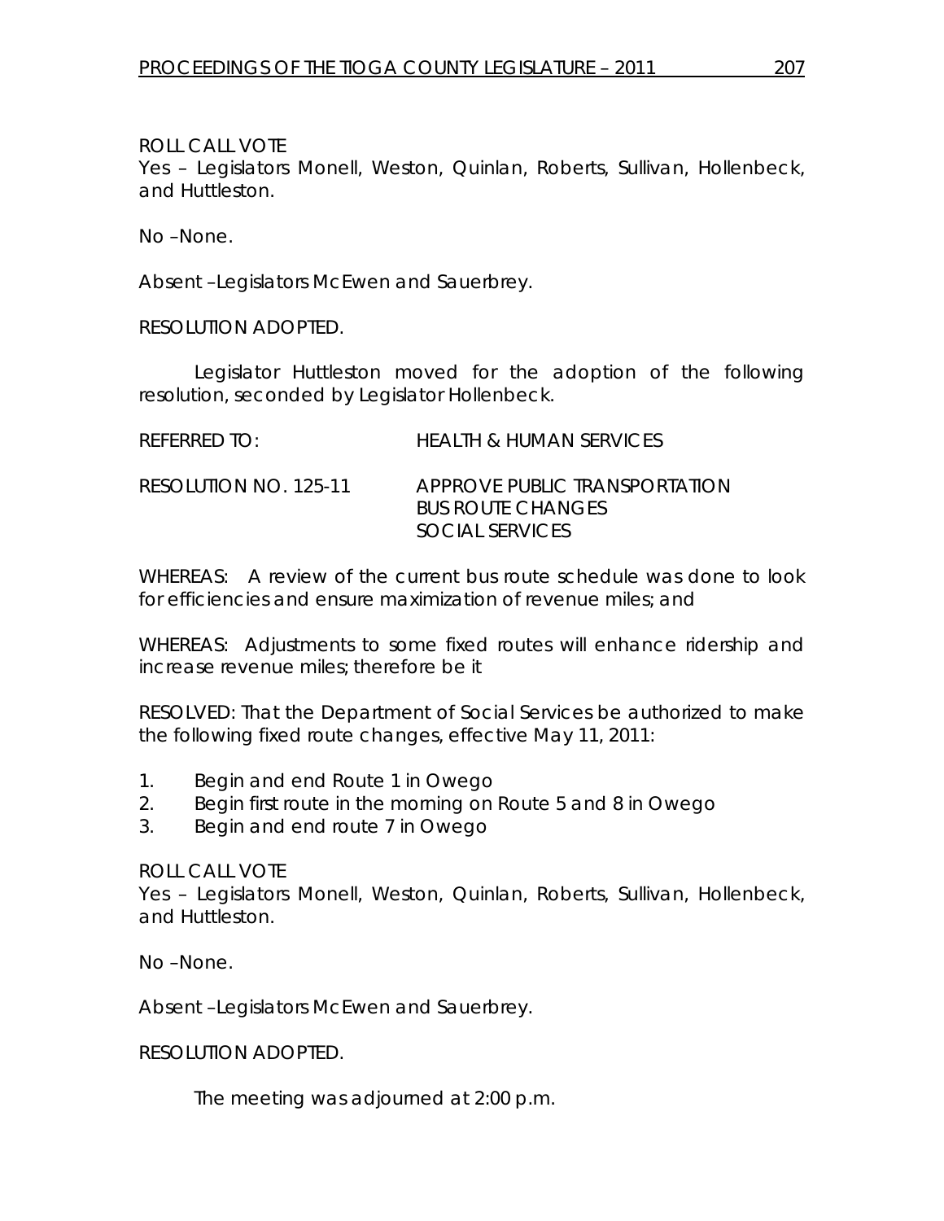ROLL CALL VOTE
Yes – Legislators Monell, Weston, Quinlan, Roberts, Sullivan, Hollenbeck, and Huttleston.

No –None.

Absent –Legislators McEwen and Sauerbrey.

RESOLUTION ADOPTED.

Legislator Huttleston moved for the adoption of the following resolution, seconded by Legislator Hollenbeck.

REFERRED TO: HEALTH & HUMAN SERVICES

RESOLUTION NO. 125-11 APPROVE PUBLIC TRANSPORTATION BUS ROUTE CHANGES SOCIAL SERVICES

WHEREAS: A review of the current bus route schedule was done to look for efficiencies and ensure maximization of revenue miles; and

WHEREAS: Adjustments to some fixed routes will enhance ridership and increase revenue miles; therefore be it

RESOLVED: That the Department of Social Services be authorized to make the following fixed route changes, effective May 11, 2011:

1. Begin and end Route 1 in Owego
2. Begin first route in the morning on Route 5 and 8 in Owego
3. Begin and end route 7 in Owego

ROLL CALL VOTE
Yes – Legislators Monell, Weston, Quinlan, Roberts, Sullivan, Hollenbeck, and Huttleston.

No –None.

Absent –Legislators McEwen and Sauerbrey.

RESOLUTION ADOPTED.

The meeting was adjourned at 2:00 p.m.